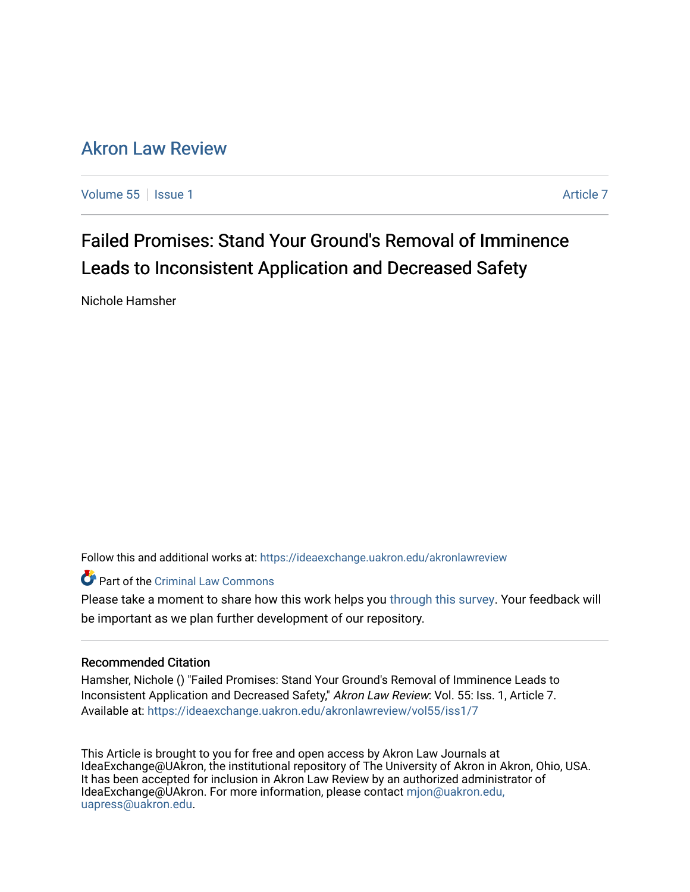# Akron Law Review

Volume 55 | Issue 1 | Article 7

## Failed Promises: Stand Your Ground's Removal of Imminence Leads to Inconsistent Application and Decreased Safety

Nichole Hamsher

Follow this and additional works at: https://ideaexchange.uakron.edu/akronlawreview

Part of the Criminal Law Commons

Please take a moment to share how this work helps you through this survey. Your feedback will be important as we plan further development of our repository.

### Recommended Citation

Hamsher, Nichole () "Failed Promises: Stand Your Ground's Removal of Imminence Leads to Inconsistent Application and Decreased Safety," *Akron Law Review*: Vol. 55: Iss. 1, Article 7.
Available at: https://ideaexchange.uakron.edu/akronlawreview/vol55/iss1/7

This Article is brought to you for free and open access by Akron Law Journals at IdeaExchange@UAkron, the institutional repository of The University of Akron in Akron, Ohio, USA. It has been accepted for inclusion in Akron Law Review by an authorized administrator of IdeaExchange@UAkron. For more information, please contact mjon@uakron.edu, uapress@uakron.edu.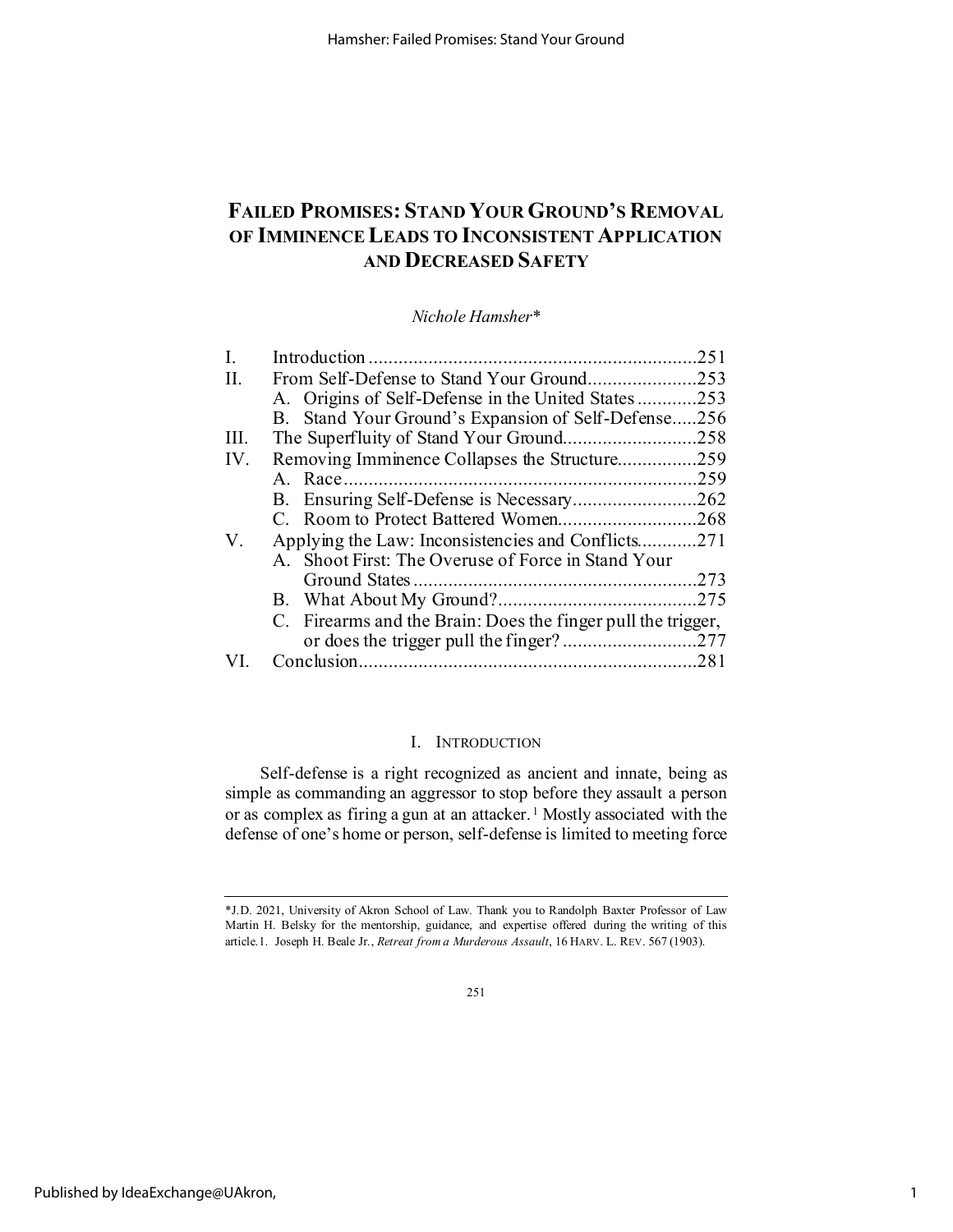# FAILED PROMISES: STAND YOUR GROUND'S REMOVAL OF IMMINENCE LEADS TO INCONSISTENT APPLICATION AND DECREASED SAFETY

*Nichole Hamsher\**

| | | |
|---|---|---|
| I. | Introduction | 251 |
| II. | From Self-Defense to Stand Your Ground | 253 |
| | A. Origins of Self-Defense in the United States | 253 |
| | B. Stand Your Ground's Expansion of Self-Defense | 256 |
| III. | The Superfluity of Stand Your Ground | 258 |
| IV. | Removing Imminence Collapses the Structure | 259 |
| | A. Race | 259 |
| | B. Ensuring Self-Defense is Necessary | 262 |
| | C. Room to Protect Battered Women | 268 |
| V. | Applying the Law: Inconsistencies and Conflicts | 271 |
| | A. Shoot First: The Overuse of Force in Stand Your Ground States | 273 |
| | B. What About My Ground? | 275 |
| | C. Firearms and the Brain: Does the finger pull the trigger, or does the trigger pull the finger? | 277 |
| VI. | Conclusion | 281 |

## I. INTRODUCTION

Self-defense is a right recognized as ancient and innate, being as simple as commanding an aggressor to stop before they assault a person or as complex as firing a gun at an attacker.[1] Mostly associated with the defense of one's home or person, self-defense is limited to meeting force

---

\*J.D. 2021, University of Akron School of Law. Thank you to Randolph Baxter Professor of Law Martin H. Belsky for the mentorship, guidance, and expertise offered during the writing of this article.

1. Joseph H. Beale Jr., *Retreat from a Murderous Assault*, 16 HARV. L. REV. 567 (1903).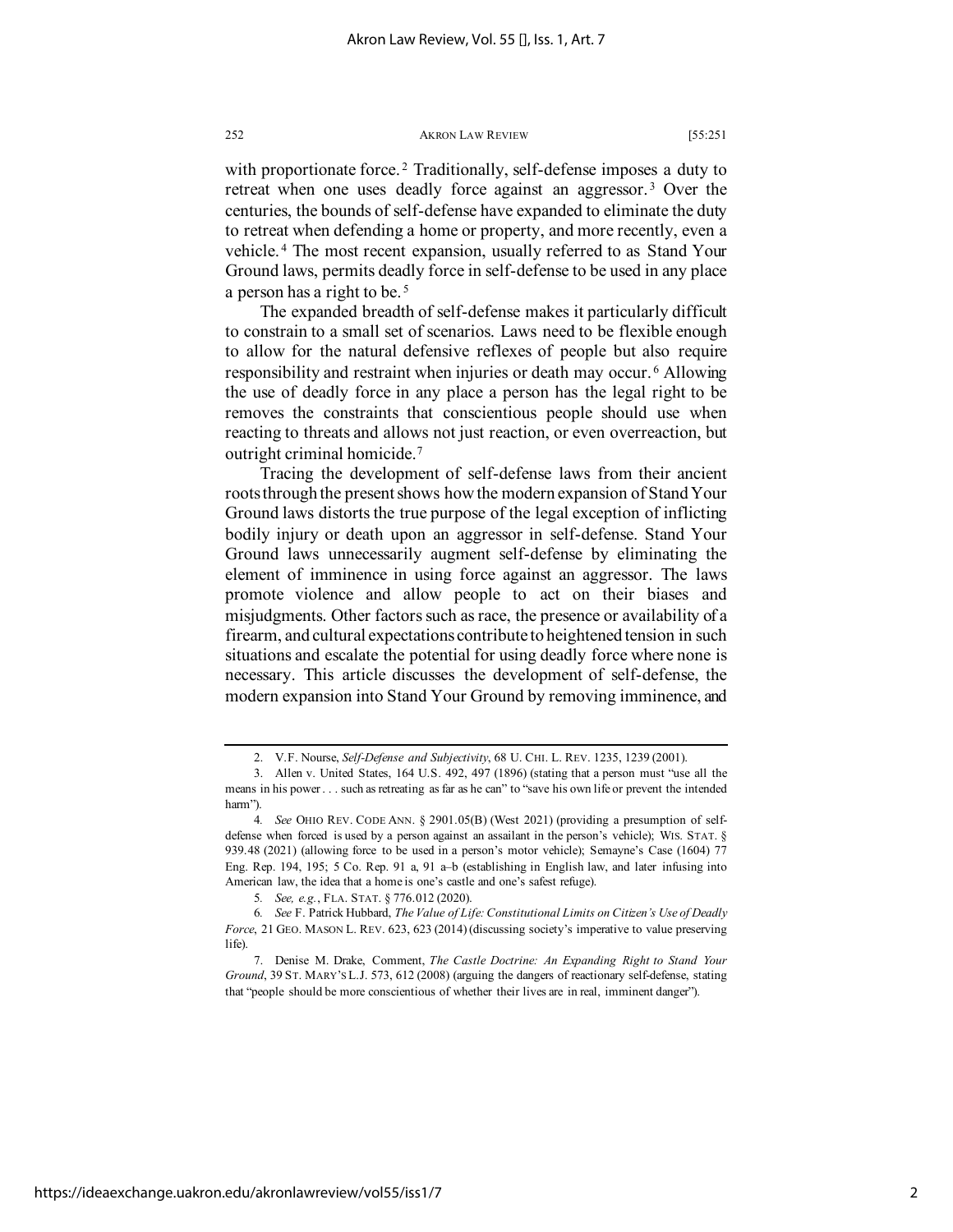with proportionate force.[2] Traditionally, self-defense imposes a duty to retreat when one uses deadly force against an aggressor.[3] Over the centuries, the bounds of self-defense have expanded to eliminate the duty to retreat when defending a home or property, and more recently, even a vehicle.[4] The most recent expansion, usually referred to as Stand Your Ground laws, permits deadly force in self-defense to be used in any place a person has a right to be.[5]

The expanded breadth of self-defense makes it particularly difficult to constrain to a small set of scenarios. Laws need to be flexible enough to allow for the natural defensive reflexes of people but also require responsibility and restraint when injuries or death may occur.[6] Allowing the use of deadly force in any place a person has the legal right to be removes the constraints that conscientious people should use when reacting to threats and allows not just reaction, or even overreaction, but outright criminal homicide.[7]

Tracing the development of self-defense laws from their ancient roots through the present shows how the modern expansion of Stand Your Ground laws distorts the true purpose of the legal exception of inflicting bodily injury or death upon an aggressor in self-defense. Stand Your Ground laws unnecessarily augment self-defense by eliminating the element of imminence in using force against an aggressor. The laws promote violence and allow people to act on their biases and misjudgments. Other factors such as race, the presence or availability of a firearm, and cultural expectations contribute to heightened tension in such situations and escalate the potential for using deadly force where none is necessary. This article discusses the development of self-defense, the modern expansion into Stand Your Ground by removing imminence, and

---

2. V.F. Nourse, *Self-Defense and Subjectivity*, 68 U. CHI. L. REV. 1235, 1239 (2001).

3. Allen v. United States, 164 U.S. 492, 497 (1896) (stating that a person must "use all the means in his power . . . such as retreating as far as he can" to "save his own life or prevent the intended harm").

4. *See* OHIO REV. CODE ANN. § 2901.05(B) (West 2021) (providing a presumption of self-defense when forced is used by a person against an assailant in the person's vehicle); WIS. STAT. § 939.48 (2021) (allowing force to be used in a person's motor vehicle); Semayne's Case (1604) 77 Eng. Rep. 194, 195; 5 Co. Rep. 91 a, 91 a–b (establishing in English law, and later infusing into American law, the idea that a home is one's castle and one's safest refuge).

5. *See, e.g.*, FLA. STAT. § 776.012 (2020).

6. *See* F. Patrick Hubbard, *The Value of Life: Constitutional Limits on Citizen's Use of Deadly Force*, 21 GEO. MASON L. REV. 623, 623 (2014) (discussing society's imperative to value preserving life).

7. Denise M. Drake, Comment, *The Castle Doctrine: An Expanding Right to Stand Your Ground*, 39 ST. MARY'S L.J. 573, 612 (2008) (arguing the dangers of reactionary self-defense, stating that "people should be more conscientious of whether their lives are in real, imminent danger").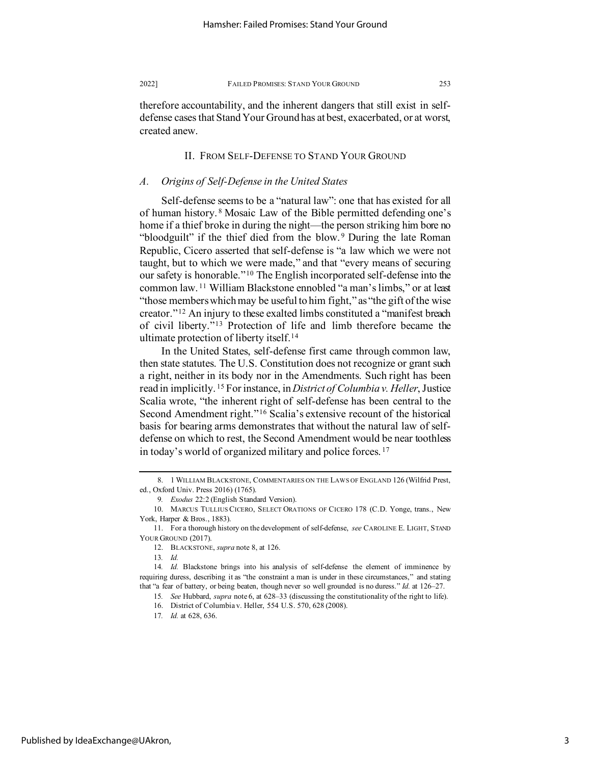therefore accountability, and the inherent dangers that still exist in self-defense cases that Stand Your Ground has at best, exacerbated, or at worst, created anew.

## II. From Self-Defense to Stand Your Ground

### *A. Origins of Self-Defense in the United States*

Self-defense seems to be a "natural law": one that has existed for all of human history.[8] Mosaic Law of the Bible permitted defending one's home if a thief broke in during the night—the person striking him bore no "bloodguilt" if the thief died from the blow.[9] During the late Roman Republic, Cicero asserted that self-defense is "a law which we were not taught, but to which we were made," and that "every means of securing our safety is honorable."[10] The English incorporated self-defense into the common law.[11] William Blackstone ennobled "a man's limbs," or at least "those members which may be useful to him fight," as "the gift of the wise creator."[12] An injury to these exalted limbs constituted a "manifest breach of civil liberty."[13] Protection of life and limb therefore became the ultimate protection of liberty itself.[14]

In the United States, self-defense first came through common law, then state statutes. The U.S. Constitution does not recognize or grant such a right, neither in its body nor in the Amendments. Such right has been read in implicitly.[15] For instance, in *District of Columbia v. Heller*, Justice Scalia wrote, "the inherent right of self-defense has been central to the Second Amendment right."[16] Scalia's extensive recount of the historical basis for bearing arms demonstrates that without the natural law of self-defense on which to rest, the Second Amendment would be near toothless in today's world of organized military and police forces.[17]

---

8. 1 WILLIAM BLACKSTONE, COMMENTARIES ON THE LAWS OF ENGLAND 126 (Wilfrid Prest, ed., Oxford Univ. Press 2016) (1765).

9. *Exodus* 22:2 (English Standard Version).

10. MARCUS TULLIUS CICERO, SELECT ORATIONS OF CICERO 178 (C.D. Yonge, trans., New York, Harper & Bros., 1883).

11. For a thorough history on the development of self-defense, *see* CAROLINE E. LIGHT, STAND YOUR GROUND (2017).

12. BLACKSTONE, *supra* note 8, at 126.

13. *Id.*

14. *Id.* Blackstone brings into his analysis of self-defense the element of imminence by requiring duress, describing it as "the constraint a man is under in these circumstances," and stating that "a fear of battery, or being beaten, though never so well grounded is no duress." *Id.* at 126–27.

15. *See* Hubbard, *supra* note 6, at 628–33 (discussing the constitutionality of the right to life).

16. District of Columbia v. Heller, 554 U.S. 570, 628 (2008).

17. *Id.* at 628, 636.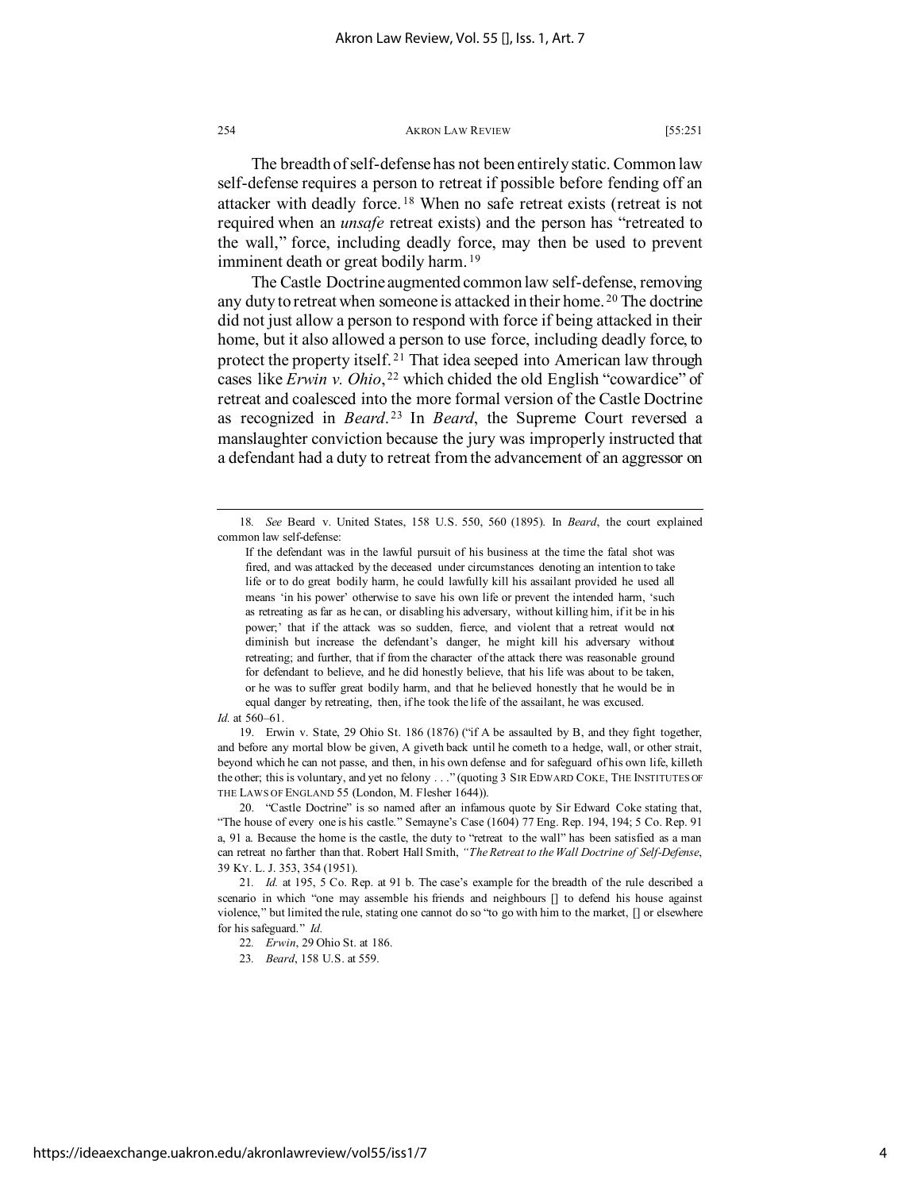The breadth of self-defense has not been entirely static. Common law self-defense requires a person to retreat if possible before fending off an attacker with deadly force.[18] When no safe retreat exists (retreat is not required when an *unsafe* retreat exists) and the person has "retreated to the wall," force, including deadly force, may then be used to prevent imminent death or great bodily harm.[19]

The Castle Doctrine augmented common law self-defense, removing any duty to retreat when someone is attacked in their home.[20] The doctrine did not just allow a person to respond with force if being attacked in their home, but it also allowed a person to use force, including deadly force, to protect the property itself.[21] That idea seeped into American law through cases like *Erwin v. Ohio*,[22] which chided the old English "cowardice" of retreat and coalesced into the more formal version of the Castle Doctrine as recognized in *Beard*.[23] In *Beard*, the Supreme Court reversed a manslaughter conviction because the jury was improperly instructed that a defendant had a duty to retreat from the advancement of an aggressor on

---

18. *See* Beard v. United States, 158 U.S. 550, 560 (1895). In *Beard*, the court explained common law self-defense:

> If the defendant was in the lawful pursuit of his business at the time the fatal shot was fired, and was attacked by the deceased under circumstances denoting an intention to take life or to do great bodily harm, he could lawfully kill his assailant provided he used all means 'in his power' otherwise to save his own life or prevent the intended harm, 'such as retreating as far as he can, or disabling his adversary, without killing him, if it be in his power;' that if the attack was so sudden, fierce, and violent that a retreat would not diminish but increase the defendant's danger, he might kill his adversary without retreating; and further, that if from the character of the attack there was reasonable ground for defendant to believe, and he did honestly believe, that his life was about to be taken, or he was to suffer great bodily harm, and that he believed honestly that he would be in equal danger by retreating, then, if he took the life of the assailant, he was excused.

*Id.* at 560–61.

19. Erwin v. State, 29 Ohio St. 186 (1876) ("if A be assaulted by B, and they fight together, and before any mortal blow be given, A giveth back until he cometh to a hedge, wall, or other strait, beyond which he can not passe, and then, in his own defense and for safeguard of his own life, killeth the other; this is voluntary, and yet no felony . . ." (quoting 3 SIR EDWARD COKE, THE INSTITUTES OF THE LAWS OF ENGLAND 55 (London, M. Flesher 1644)).

20. "Castle Doctrine" is so named after an infamous quote by Sir Edward Coke stating that, "The house of every one is his castle." Semayne's Case (1604) 77 Eng. Rep. 194, 194; 5 Co. Rep. 91 a, 91 a. Because the home is the castle, the duty to "retreat to the wall" has been satisfied as a man can retreat no farther than that. Robert Hall Smith, *"The Retreat to the Wall Doctrine of Self-Defense*, 39 KY. L. J. 353, 354 (1951).

21. *Id.* at 195, 5 Co. Rep. at 91 b. The case's example for the breadth of the rule described a scenario in which "one may assemble his friends and neighbours [] to defend his house against violence," but limited the rule, stating one cannot do so "to go with him to the market, [] or elsewhere for his safeguard." *Id.*

22. *Erwin*, 29 Ohio St. at 186.

23. *Beard*, 158 U.S. at 559.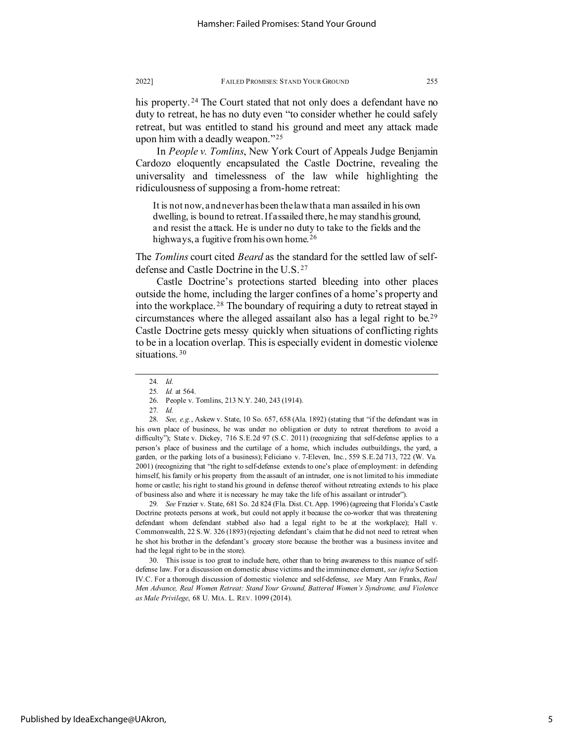his property.[24] The Court stated that not only does a defendant have no duty to retreat, he has no duty even "to consider whether he could safely retreat, but was entitled to stand his ground and meet any attack made upon him with a deadly weapon."[25]

In *People v. Tomlins*, New York Court of Appeals Judge Benjamin Cardozo eloquently encapsulated the Castle Doctrine, revealing the universality and timelessness of the law while highlighting the ridiculousness of supposing a from-home retreat:

> It is not now, and never has been the law that a man assailed in his own dwelling, is bound to retreat. If assailed there, he may stand his ground, and resist the attack. He is under no duty to take to the fields and the highways, a fugitive from his own home.[26]

The *Tomlins* court cited *Beard* as the standard for the settled law of self-defense and Castle Doctrine in the U.S.[27]

Castle Doctrine's protections started bleeding into other places outside the home, including the larger confines of a home's property and into the workplace.[28] The boundary of requiring a duty to retreat stayed in circumstances where the alleged assailant also has a legal right to be.[29] Castle Doctrine gets messy quickly when situations of conflicting rights to be in a location overlap. This is especially evident in domestic violence situations.[30]

---

24. *Id.*

25. *Id.* at 564.

26. People v. Tomlins, 213 N.Y. 240, 243 (1914).

27. *Id.*

28. *See, e.g.*, Askew v. State, 10 So. 657, 658 (Ala. 1892) (stating that "if the defendant was in his own place of business, he was under no obligation or duty to retreat therefrom to avoid a difficulty"); State v. Dickey, 716 S.E.2d 97 (S.C. 2011) (recognizing that self-defense applies to a person's place of business and the curtilage of a home, which includes outbuildings, the yard, a garden, or the parking lots of a business); Feliciano v. 7-Eleven, Inc., 559 S.E.2d 713, 722 (W. Va. 2001) (recognizing that "the right to self-defense extends to one's place of employment: in defending himself, his family or his property from the assault of an intruder, one is not limited to his immediate home or castle; his right to stand his ground in defense thereof without retreating extends to his place of business also and where it is necessary he may take the life of his assailant or intruder").

29. *See* Frazier v. State, 681 So. 2d 824 (Fla. Dist. Ct. App. 1996) (agreeing that Florida's Castle Doctrine protects persons at work, but could not apply it because the co-worker that was threatening defendant whom defendant stabbed also had a legal right to be at the workplace); Hall v. Commonwealth, 22 S.W. 326 (1893) (rejecting defendant's claim that he did not need to retreat when he shot his brother in the defendant's grocery store because the brother was a business invitee and had the legal right to be in the store).

30. This issue is too great to include here, other than to bring awareness to this nuance of self-defense law. For a discussion on domestic abuse victims and the imminence element, *see infra* Section IV.C. For a thorough discussion of domestic violence and self-defense, *see* Mary Ann Franks, *Real Men Advance, Real Women Retreat: Stand Your Ground, Battered Women's Syndrome, and Violence as Male Privilege*, 68 U. MIA. L. REV. 1099 (2014).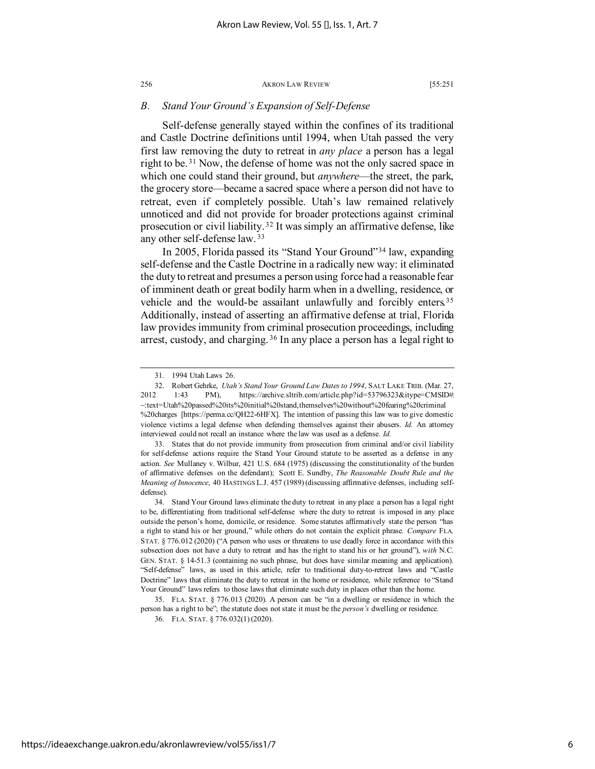### *B. Stand Your Ground's Expansion of Self-Defense*

Self-defense generally stayed within the confines of its traditional and Castle Doctrine definitions until 1994, when Utah passed the very first law removing the duty to retreat in *any place* a person has a legal right to be.[31] Now, the defense of home was not the only sacred space in which one could stand their ground, but *anywhere*—the street, the park, the grocery store—became a sacred space where a person did not have to retreat, even if completely possible. Utah's law remained relatively unnoticed and did not provide for broader protections against criminal prosecution or civil liability.[32] It was simply an affirmative defense, like any other self-defense law.[33]

In 2005, Florida passed its "Stand Your Ground"[34] law, expanding self-defense and the Castle Doctrine in a radically new way: it eliminated the duty to retreat and presumes a person using force had a reasonable fear of imminent death or great bodily harm when in a dwelling, residence, or vehicle and the would-be assailant unlawfully and forcibly enters.[35] Additionally, instead of asserting an affirmative defense at trial, Florida law provides immunity from criminal prosecution proceedings, including arrest, custody, and charging.[36] In any place a person has a legal right to

---

31. 1994 Utah Laws 26.

32. Robert Gehrke, *Utah's Stand Your Ground Law Dates to 1994*, SALT LAKE TRIB. (Mar. 27, 2012 1:43 PM), https://archive.sltrib.com/article.php?id=53796323&itype=CMSID#:~:text=Utah%20passed%20its%20initial%20stand,themselves%20without%20fearing%20criminal%20charges [https://perma.cc/QH22-6HFX]. The intention of passing this law was to give domestic violence victims a legal defense when defending themselves against their abusers. *Id.* An attorney interviewed could not recall an instance where the law was used as a defense. *Id.*

33. States that do not provide immunity from prosecution from criminal and/or civil liability for self-defense actions require the Stand Your Ground statute to be asserted as a defense in any action. *See* Mullaney v. Wilbur, 421 U.S. 684 (1975) (discussing the constitutionality of the burden of affirmative defenses on the defendant); Scott E. Sundby, *The Reasonable Doubt Rule and the Meaning of Innocence*, 40 HASTINGS L.J. 457 (1989) (discussing affirmative defenses, including self-defense).

34. Stand Your Ground laws eliminate the duty to retreat in any place a person has a legal right to be, differentiating from traditional self-defense where the duty to retreat is imposed in any place outside the person's home, domicile, or residence. Some statutes affirmatively state the person "has a right to stand his or her ground," while others do not contain the explicit phrase. *Compare* FLA. STAT. § 776.012 (2020) ("A person who uses or threatens to use deadly force in accordance with this subsection does not have a duty to retreat and has the right to stand his or her ground"), *with* N.C. GEN. STAT. § 14-51.3 (containing no such phrase, but does have similar meaning and application). "Self-defense" laws, as used in this article, refer to traditional duty-to-retreat laws and "Castle Doctrine" laws that eliminate the duty to retreat in the home or residence, while reference to "Stand Your Ground" laws refers to those laws that eliminate such duty in places other than the home.

35. FLA. STAT. § 776.013 (2020). A person can be "in a dwelling or residence in which the person has a right to be"; the statute does not state it must be the *person's* dwelling or residence.

36. FLA. STAT. § 776.032(1) (2020).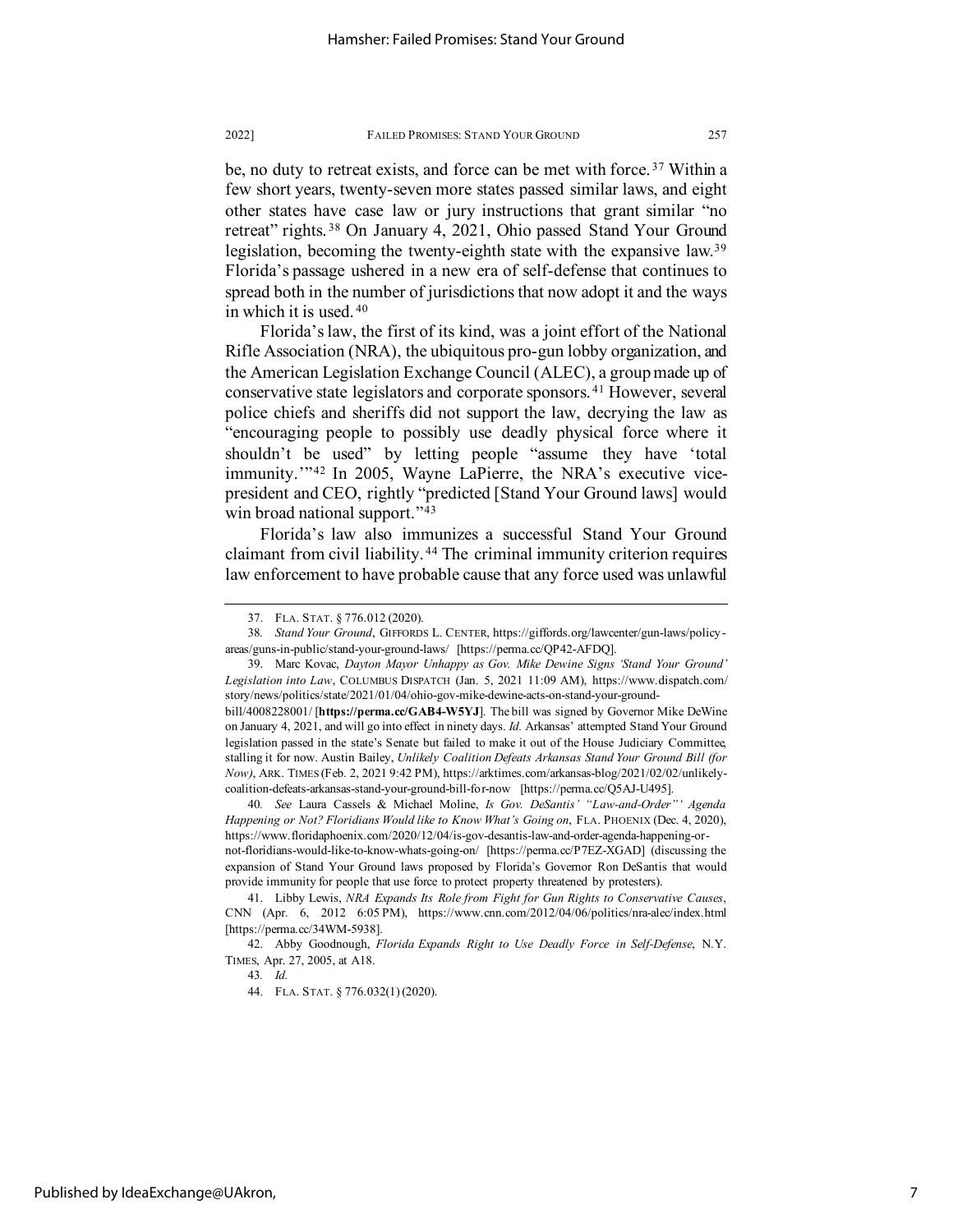be, no duty to retreat exists, and force can be met with force.[37] Within a few short years, twenty-seven more states passed similar laws, and eight other states have case law or jury instructions that grant similar "no retreat" rights.[38] On January 4, 2021, Ohio passed Stand Your Ground legislation, becoming the twenty-eighth state with the expansive law.[39] Florida's passage ushered in a new era of self-defense that continues to spread both in the number of jurisdictions that now adopt it and the ways in which it is used.[40]

Florida's law, the first of its kind, was a joint effort of the National Rifle Association (NRA), the ubiquitous pro-gun lobby organization, and the American Legislation Exchange Council (ALEC), a group made up of conservative state legislators and corporate sponsors.[41] However, several police chiefs and sheriffs did not support the law, decrying the law as "encouraging people to possibly use deadly physical force where it shouldn't be used" by letting people "assume they have 'total immunity.'"[42] In 2005, Wayne LaPierre, the NRA's executive vice-president and CEO, rightly "predicted [Stand Your Ground laws] would win broad national support."[43]

Florida's law also immunizes a successful Stand Your Ground claimant from civil liability.[44] The criminal immunity criterion requires law enforcement to have probable cause that any force used was unlawful

---

37. FLA. STAT. § 776.012 (2020).

38. *Stand Your Ground*, GIFFORDS L. CENTER, https://giffords.org/lawcenter/gun-laws/policy-areas/guns-in-public/stand-your-ground-laws/ [https://perma.cc/QP42-AFDQ].

39. Marc Kovac, *Dayton Mayor Unhappy as Gov. Mike Dewine Signs 'Stand Your Ground' Legislation into Law*, COLUMBUS DISPATCH (Jan. 5, 2021 11:09 AM), https://www.dispatch.com/story/news/politics/state/2021/01/04/ohio-gov-mike-dewine-acts-on-stand-your-ground-bill/4008228001/ [**https://perma.cc/GAB4-W5YJ**]. The bill was signed by Governor Mike DeWine on January 4, 2021, and will go into effect in ninety days. *Id.* Arkansas' attempted Stand Your Ground legislation passed in the state's Senate but failed to make it out of the House Judiciary Committee, stalling it for now. Austin Bailey, *Unlikely Coalition Defeats Arkansas Stand Your Ground Bill (for Now)*, ARK. TIMES (Feb. 2, 2021 9:42 PM), https://arktimes.com/arkansas-blog/2021/02/02/unlikely-coalition-defeats-arkansas-stand-your-ground-bill-for-now [https://perma.cc/Q5AJ-U495].

40. *See* Laura Cassels & Michael Moline, *Is Gov. DeSantis' "Law-and-Order"' Agenda Happening or Not? Floridians Would like to Know What's Going on*, FLA. PHOENIX (Dec. 4, 2020), https://www.floridaphoenix.com/2020/12/04/is-gov-desantis-law-and-order-agenda-happening-or-not-floridians-would-like-to-know-whats-going-on/ [https://perma.cc/P7EZ-XGAD] (discussing the expansion of Stand Your Ground laws proposed by Florida's Governor Ron DeSantis that would provide immunity for people that use force to protect property threatened by protesters).

41. Libby Lewis, *NRA Expands Its Role from Fight for Gun Rights to Conservative Causes*, CNN (Apr. 6, 2012 6:05 PM), https://www.cnn.com/2012/04/06/politics/nra-alec/index.html [https://perma.cc/34WM-5938].

42. Abby Goodnough, *Florida Expands Right to Use Deadly Force in Self-Defense*, N.Y. TIMES, Apr. 27, 2005, at A18.

43. *Id.*

44. FLA. STAT. § 776.032(1) (2020).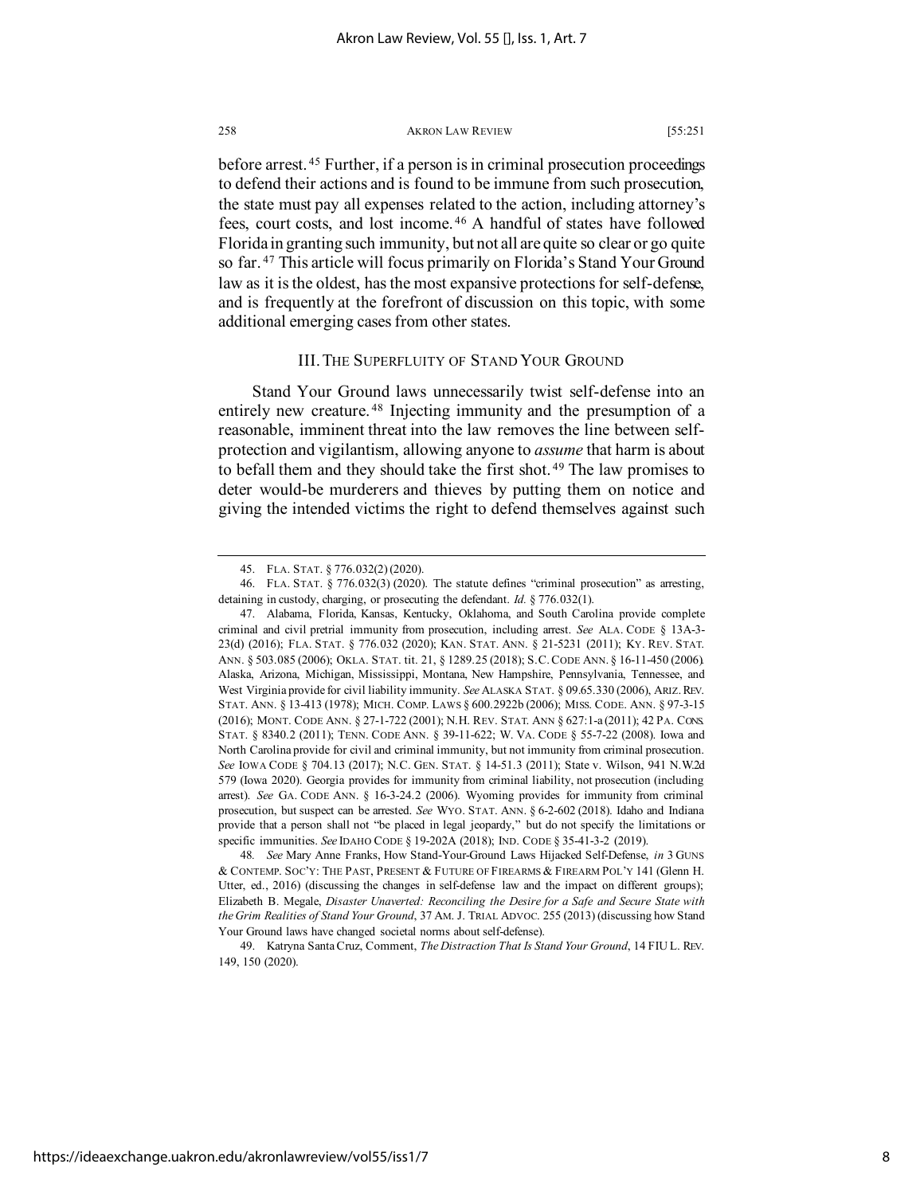before arrest.[45] Further, if a person is in criminal prosecution proceedings to defend their actions and is found to be immune from such prosecution, the state must pay all expenses related to the action, including attorney's fees, court costs, and lost income.[46] A handful of states have followed Florida in granting such immunity, but not all are quite so clear or go quite so far.[47] This article will focus primarily on Florida's Stand Your Ground law as it is the oldest, has the most expansive protections for self-defense, and is frequently at the forefront of discussion on this topic, with some additional emerging cases from other states.

## III. The Superfluity of Stand Your Ground

Stand Your Ground laws unnecessarily twist self-defense into an entirely new creature.[48] Injecting immunity and the presumption of a reasonable, imminent threat into the law removes the line between self-protection and vigilantism, allowing anyone to *assume* that harm is about to befall them and they should take the first shot.[49] The law promises to deter would-be murderers and thieves by putting them on notice and giving the intended victims the right to defend themselves against such

---

45. FLA. STAT. § 776.032(2) (2020).

46. FLA. STAT. § 776.032(3) (2020). The statute defines "criminal prosecution" as arresting, detaining in custody, charging, or prosecuting the defendant. *Id.* § 776.032(1).

47. Alabama, Florida, Kansas, Kentucky, Oklahoma, and South Carolina provide complete criminal and civil pretrial immunity from prosecution, including arrest. *See* ALA. CODE § 13A-3-23(d) (2016); FLA. STAT. § 776.032 (2020); KAN. STAT. ANN. § 21-5231 (2011); KY. REV. STAT. ANN. § 503.085 (2006); OKLA. STAT. tit. 21, § 1289.25 (2018); S.C. CODE ANN. § 16-11-450 (2006). Alaska, Arizona, Michigan, Mississippi, Montana, New Hampshire, Pennsylvania, Tennessee, and West Virginia provide for civil liability immunity. *See* ALASKA STAT. § 09.65.330 (2006), ARIZ. REV. STAT. ANN. § 13-413 (1978); MICH. COMP. LAWS § 600.2922b (2006); MISS. CODE. ANN. § 97-3-15 (2016); MONT. CODE ANN. § 27-1-722 (2001); N.H. REV. STAT. ANN § 627:1-a (2011); 42 PA. CONS. STAT. § 8340.2 (2011); TENN. CODE ANN. § 39-11-622; W. VA. CODE § 55-7-22 (2008). Iowa and North Carolina provide for civil and criminal immunity, but not immunity from criminal prosecution. *See* IOWA CODE § 704.13 (2017); N.C. GEN. STAT. § 14-51.3 (2011); State v. Wilson, 941 N.W.2d 579 (Iowa 2020). Georgia provides for immunity from criminal liability, not prosecution (including arrest). *See* GA. CODE ANN. § 16-3-24.2 (2006). Wyoming provides for immunity from criminal prosecution, but suspect can be arrested. *See* WYO. STAT. ANN. § 6-2-602 (2018). Idaho and Indiana provide that a person shall not "be placed in legal jeopardy," but do not specify the limitations or specific immunities. *See* IDAHO CODE § 19-202A (2018); IND. CODE § 35-41-3-2 (2019).

48. *See* Mary Anne Franks, How Stand-Your-Ground Laws Hijacked Self-Defense, *in* 3 GUNS & CONTEMP. SOC'Y: THE PAST, PRESENT & FUTURE OF FIREARMS & FIREARM POL'Y 141 (Glenn H. Utter, ed., 2016) (discussing the changes in self-defense law and the impact on different groups); Elizabeth B. Megale, *Disaster Unaverted: Reconciling the Desire for a Safe and Secure State with the Grim Realities of Stand Your Ground*, 37 AM. J. TRIAL ADVOC. 255 (2013) (discussing how Stand Your Ground laws have changed societal norms about self-defense).

49. Katryna Santa Cruz, Comment, *The Distraction That Is Stand Your Ground*, 14 FIU L. REV. 149, 150 (2020).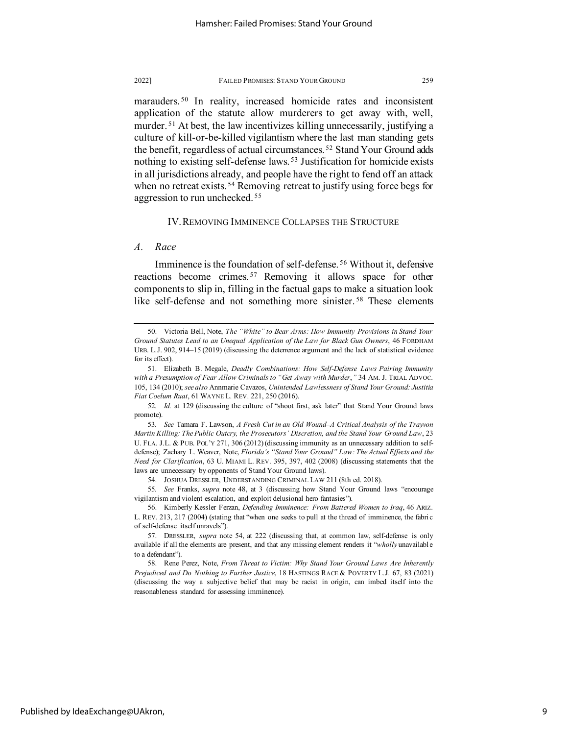marauders.[50] In reality, increased homicide rates and inconsistent application of the statute allow murderers to get away with, well, murder.[51] At best, the law incentivizes killing unnecessarily, justifying a culture of kill-or-be-killed vigilantism where the last man standing gets the benefit, regardless of actual circumstances.[52] Stand Your Ground adds nothing to existing self-defense laws.[53] Justification for homicide exists in all jurisdictions already, and people have the right to fend off an attack when no retreat exists.[54] Removing retreat to justify using force begs for aggression to run unchecked.[55]

## IV. REMOVING IMMINENCE COLLAPSES THE STRUCTURE

### *A. Race*

Imminence is the foundation of self-defense.[56] Without it, defensive reactions become crimes.[57] Removing it allows space for other components to slip in, filling in the factual gaps to make a situation look like self-defense and not something more sinister.[58] These elements

---

50. Victoria Bell, Note, *The "White" to Bear Arms: How Immunity Provisions in Stand Your Ground Statutes Lead to an Unequal Application of the Law for Black Gun Owners*, 46 FORDHAM URB. L.J. 902, 914–15 (2019) (discussing the deterrence argument and the lack of statistical evidence for its effect).

51. Elizabeth B. Megale, *Deadly Combinations: How Self-Defense Laws Pairing Immunity with a Presumption of Fear Allow Criminals to "Get Away with Murder*,*"* 34 AM. J. TRIAL ADVOC. 105, 134 (2010); *see also* Annmarie Cavazos, *Unintended Lawlessness of Stand Your Ground: Justitia Fiat Coelum Ruat*, 61 WAYNE L. REV. 221, 250 (2016).

52. *Id.* at 129 (discussing the culture of "shoot first, ask later" that Stand Your Ground laws promote).

53. *See* Tamara F. Lawson, *A Fresh Cut in an Old Wound–A Critical Analysis of the Trayvon Martin Killing: The Public Outcry, the Prosecutors' Discretion, and the Stand Your Ground Law*, 23 U. FLA. J.L. & PUB. POL'Y 271, 306 (2012) (discussing immunity as an unnecessary addition to self-defense); Zachary L. Weaver, Note, *Florida's "Stand Your Ground" Law: The Actual Effects and the Need for Clarification*, 63 U. MIAMI L. REV. 395, 397, 402 (2008) (discussing statements that the laws are unnecessary by opponents of Stand Your Ground laws).

54. JOSHUA DRESSLER, UNDERSTANDING CRIMINAL LAW 211 (8th ed. 2018).

55. *See* Franks, *supra* note 48, at 3 (discussing how Stand Your Ground laws "encourage vigilantism and violent escalation, and exploit delusional hero fantasies").

56. Kimberly Kessler Ferzan, *Defending Imminence: From Battered Women to Iraq*, 46 ARIZ. L. REV. 213, 217 (2004) (stating that "when one seeks to pull at the thread of imminence, the fabric of self-defense itself unravels").

57. DRESSLER, *supra* note 54, at 222 (discussing that, at common law, self-defense is only available if all the elements are present, and that any missing element renders it "*wholly* unavailable to a defendant").

58. Rene Perez, Note, *From Threat to Victim: Why Stand Your Ground Laws Are Inherently Prejudiced and Do Nothing to Further Justice*, 18 HASTINGS RACE & POVERTY L.J. 67, 83 (2021) (discussing the way a subjective belief that may be racist in origin, can imbed itself into the reasonableness standard for assessing imminence).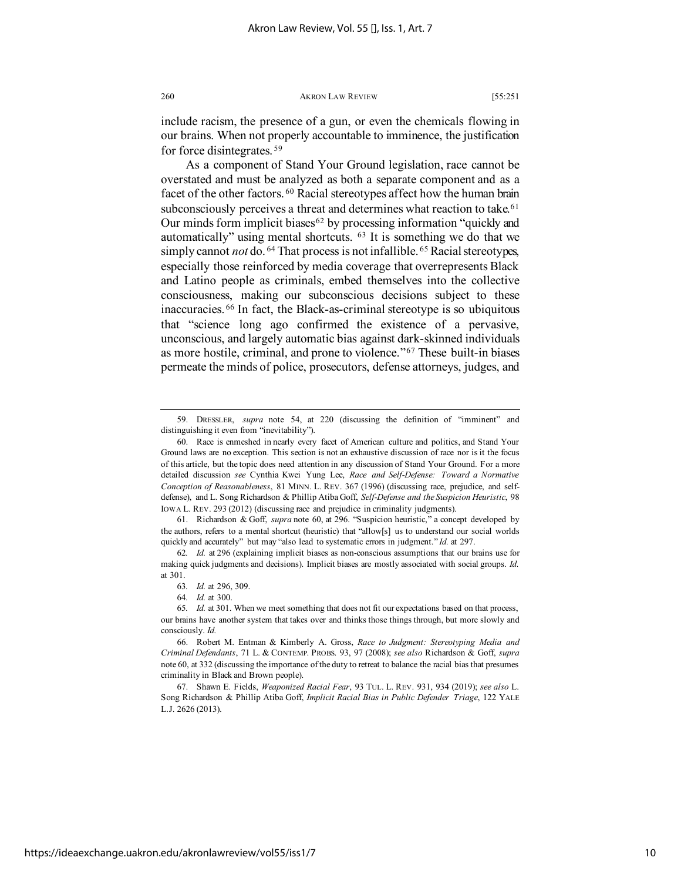include racism, the presence of a gun, or even the chemicals flowing in our brains. When not properly accountable to imminence, the justification for force disintegrates.[59]

As a component of Stand Your Ground legislation, race cannot be overstated and must be analyzed as both a separate component and as a facet of the other factors.[60] Racial stereotypes affect how the human brain subconsciously perceives a threat and determines what reaction to take.[61] Our minds form implicit biases[62] by processing information "quickly and automatically" using mental shortcuts.[63] It is something we do that we simply cannot *not* do.[64] That process is not infallible.[65] Racial stereotypes, especially those reinforced by media coverage that overrepresents Black and Latino people as criminals, embed themselves into the collective consciousness, making our subconscious decisions subject to these inaccuracies.[66] In fact, the Black-as-criminal stereotype is so ubiquitous that "science long ago confirmed the existence of a pervasive, unconscious, and largely automatic bias against dark-skinned individuals as more hostile, criminal, and prone to violence."[67] These built-in biases permeate the minds of police, prosecutors, defense attorneys, judges, and

---

59. DRESSLER, *supra* note 54, at 220 (discussing the definition of "imminent" and distinguishing it even from "inevitability").

60. Race is enmeshed in nearly every facet of American culture and politics, and Stand Your Ground laws are no exception. This section is not an exhaustive discussion of race nor is it the focus of this article, but the topic does need attention in any discussion of Stand Your Ground. For a more detailed discussion *see* Cynthia Kwei Yung Lee, *Race and Self-Defense: Toward a Normative Conception of Reasonableness*, 81 MINN. L. REV. 367 (1996) (discussing race, prejudice, and self-defense), and L. Song Richardson & Phillip Atiba Goff, *Self-Defense and the Suspicion Heuristic*, 98 IOWA L. REV. 293 (2012) (discussing race and prejudice in criminality judgments).

61. Richardson & Goff, *supra* note 60, at 296. "Suspicion heuristic," a concept developed by the authors, refers to a mental shortcut (heuristic) that "allow[s] us to understand our social worlds quickly and accurately" but may "also lead to systematic errors in judgment." *Id.* at 297.

62. *Id.* at 296 (explaining implicit biases as non-conscious assumptions that our brains use for making quick judgments and decisions). Implicit biases are mostly associated with social groups. *Id.* at 301.

63. *Id.* at 296, 309.

64. *Id.* at 300.

65. *Id.* at 301. When we meet something that does not fit our expectations based on that process, our brains have another system that takes over and thinks those things through, but more slowly and consciously. *Id.*

66. Robert M. Entman & Kimberly A. Gross, *Race to Judgment: Stereotyping Media and Criminal Defendants*, 71 L. & CONTEMP. PROBS. 93, 97 (2008); *see also* Richardson & Goff, *supra* note 60, at 332 (discussing the importance of the duty to retreat to balance the racial bias that presumes criminality in Black and Brown people).

67. Shawn E. Fields, *Weaponized Racial Fear*, 93 TUL. L. REV. 931, 934 (2019); *see also* L. Song Richardson & Phillip Atiba Goff, *Implicit Racial Bias in Public Defender Triage*, 122 YALE L.J. 2626 (2013).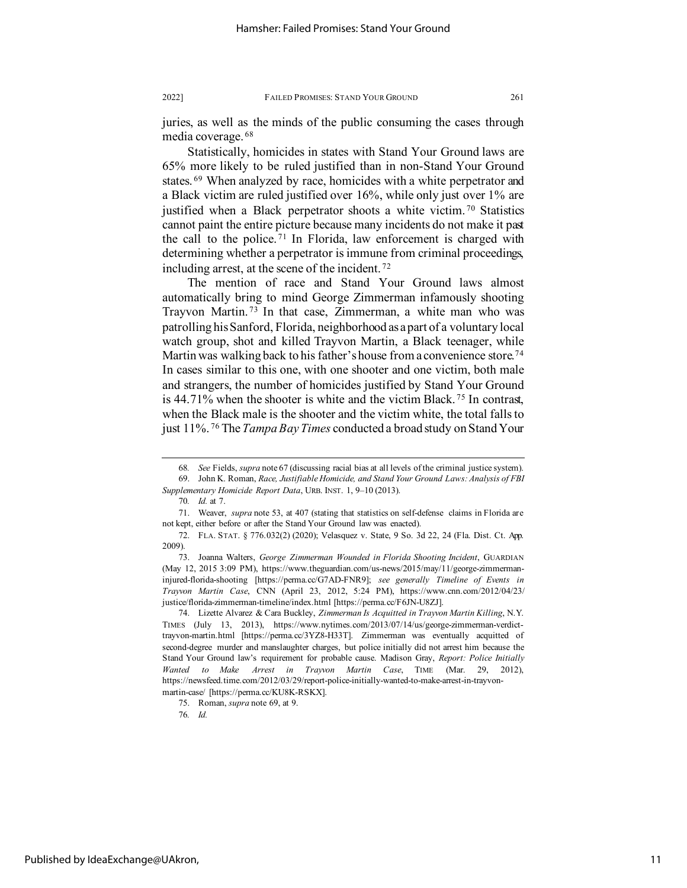juries, as well as the minds of the public consuming the cases through media coverage.[68]

Statistically, homicides in states with Stand Your Ground laws are 65% more likely to be ruled justified than in non-Stand Your Ground states.[69] When analyzed by race, homicides with a white perpetrator and a Black victim are ruled justified over 16%, while only just over 1% are justified when a Black perpetrator shoots a white victim.[70] Statistics cannot paint the entire picture because many incidents do not make it past the call to the police.[71] In Florida, law enforcement is charged with determining whether a perpetrator is immune from criminal proceedings, including arrest, at the scene of the incident.[72]

The mention of race and Stand Your Ground laws almost automatically bring to mind George Zimmerman infamously shooting Trayvon Martin.[73] In that case, Zimmerman, a white man who was patrolling his Sanford, Florida, neighborhood as a part of a voluntary local watch group, shot and killed Trayvon Martin, a Black teenager, while Martin was walking back to his father's house from a convenience store.[74] In cases similar to this one, with one shooter and one victim, both male and strangers, the number of homicides justified by Stand Your Ground is 44.71% when the shooter is white and the victim Black.[75] In contrast, when the Black male is the shooter and the victim white, the total falls to just 11%.[76] The *Tampa Bay Times* conducted a broad study on Stand Your

---

68. *See* Fields, *supra* note 67 (discussing racial bias at all levels of the criminal justice system).

69. John K. Roman, *Race, Justifiable Homicide, and Stand Your Ground Laws: Analysis of FBI Supplementary Homicide Report Data*, URB. INST. 1, 9–10 (2013).

70. *Id.* at 7.

71. Weaver, *supra* note 53, at 407 (stating that statistics on self-defense claims in Florida are not kept, either before or after the Stand Your Ground law was enacted).

72. FLA. STAT. § 776.032(2) (2020); Velasquez v. State, 9 So. 3d 22, 24 (Fla. Dist. Ct. App. 2009).

73. Joanna Walters, *George Zimmerman Wounded in Florida Shooting Incident*, GUARDIAN (May 12, 2015 3:09 PM), https://www.theguardian.com/us-news/2015/may/11/george-zimmerman-injured-florida-shooting [https://perma.cc/G7AD-FNR9]; *see generally Timeline of Events in Trayvon Martin Case*, CNN (April 23, 2012, 5:24 PM), https://www.cnn.com/2012/04/23/justice/florida-zimmerman-timeline/index.html [https://perma.cc/F6JN-U8ZJ].

74. Lizette Alvarez & Cara Buckley, *Zimmerman Is Acquitted in Trayvon Martin Killing*, N.Y. TIMES (July 13, 2013), https://www.nytimes.com/2013/07/14/us/george-zimmerman-verdict-trayvon-martin.html [https://perma.cc/3YZ8-H33T]. Zimmerman was eventually acquitted of second-degree murder and manslaughter charges, but police initially did not arrest him because the Stand Your Ground law's requirement for probable cause. Madison Gray, *Report: Police Initially Wanted to Make Arrest in Trayvon Martin Case*, TIME (Mar. 29, 2012), https://newsfeed.time.com/2012/03/29/report-police-initially-wanted-to-make-arrest-in-trayvon-martin-case/ [https://perma.cc/KU8K-RSKX].

75. Roman, *supra* note 69, at 9.

76. *Id.*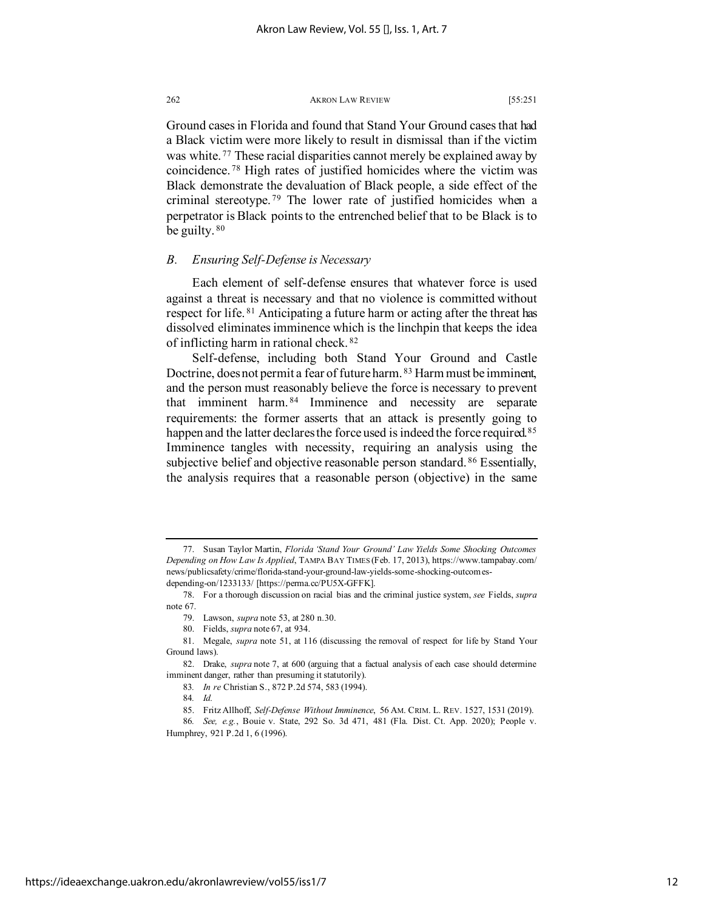Ground cases in Florida and found that Stand Your Ground cases that had a Black victim were more likely to result in dismissal than if the victim was white.[77] These racial disparities cannot merely be explained away by coincidence.[78] High rates of justified homicides where the victim was Black demonstrate the devaluation of Black people, a side effect of the criminal stereotype.[79] The lower rate of justified homicides when a perpetrator is Black points to the entrenched belief that to be Black is to be guilty.[80]

### *B. Ensuring Self-Defense is Necessary*

Each element of self-defense ensures that whatever force is used against a threat is necessary and that no violence is committed without respect for life.[81] Anticipating a future harm or acting after the threat has dissolved eliminates imminence which is the linchpin that keeps the idea of inflicting harm in rational check.[82]

Self-defense, including both Stand Your Ground and Castle Doctrine, does not permit a fear of future harm.[83] Harm must be imminent, and the person must reasonably believe the force is necessary to prevent that imminent harm.[84] Imminence and necessity are separate requirements: the former asserts that an attack is presently going to happen and the latter declares the force used is indeed the force required.[85] Imminence tangles with necessity, requiring an analysis using the subjective belief and objective reasonable person standard.[86] Essentially, the analysis requires that a reasonable person (objective) in the same

---

77. Susan Taylor Martin, *Florida 'Stand Your Ground' Law Yields Some Shocking Outcomes Depending on How Law Is Applied*, TAMPA BAY TIMES (Feb. 17, 2013), https://www.tampabay.com/news/publicsafety/crime/florida-stand-your-ground-law-yields-some-shocking-outcomes-depending-on/1233133/ [https://perma.cc/PU5X-GFFK].

78. For a thorough discussion on racial bias and the criminal justice system, *see* Fields, *supra* note 67.

79. Lawson, *supra* note 53, at 280 n.30.

80. Fields, *supra* note 67, at 934.

81. Megale, *supra* note 51, at 116 (discussing the removal of respect for life by Stand Your Ground laws).

82. Drake, *supra* note 7, at 600 (arguing that a factual analysis of each case should determine imminent danger, rather than presuming it statutorily).

83. *In re* Christian S., 872 P.2d 574, 583 (1994).

84. *Id.*

85. Fritz Allhoff, *Self-Defense Without Imminence*, 56 AM. CRIM. L. REV. 1527, 1531 (2019).

86. *See, e.g.*, Bouie v. State, 292 So. 3d 471, 481 (Fla. Dist. Ct. App. 2020); People v. Humphrey, 921 P.2d 1, 6 (1996).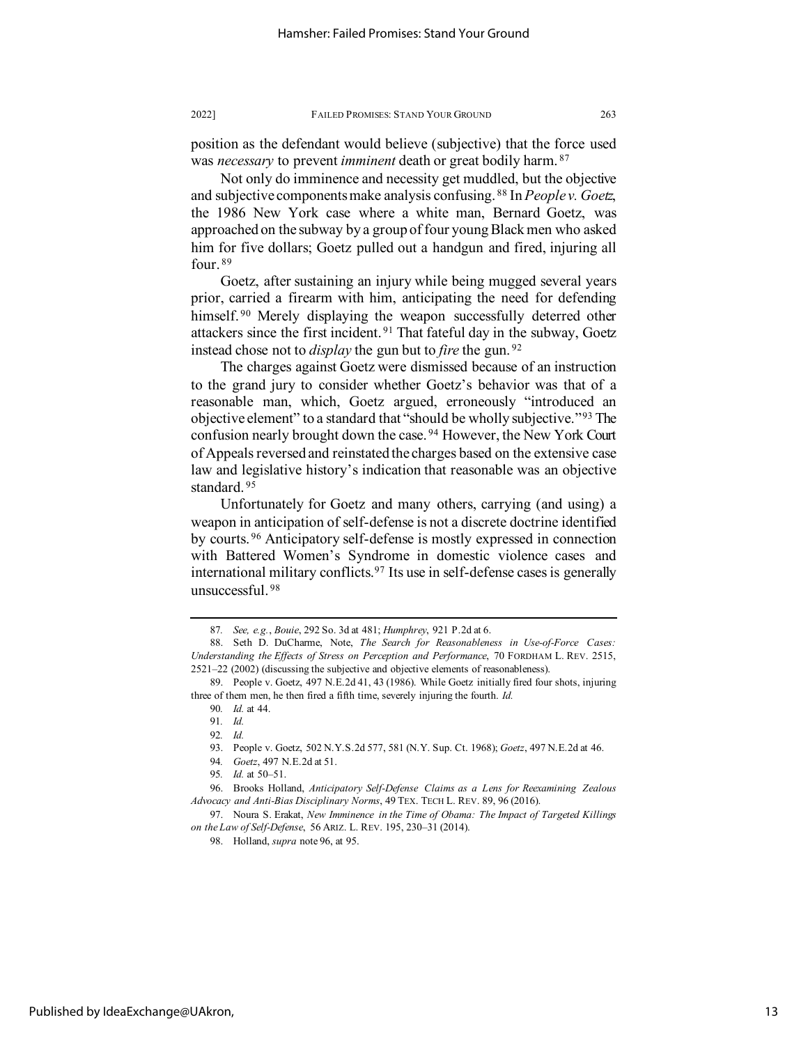position as the defendant would believe (subjective) that the force used was *necessary* to prevent *imminent* death or great bodily harm.[87]

Not only do imminence and necessity get muddled, but the objective and subjective components make analysis confusing.[88] In *People v. Goetz*, the 1986 New York case where a white man, Bernard Goetz, was approached on the subway by a group of four young Black men who asked him for five dollars; Goetz pulled out a handgun and fired, injuring all four.[89]

Goetz, after sustaining an injury while being mugged several years prior, carried a firearm with him, anticipating the need for defending himself.[90] Merely displaying the weapon successfully deterred other attackers since the first incident.[91] That fateful day in the subway, Goetz instead chose not to *display* the gun but to *fire* the gun.[92]

The charges against Goetz were dismissed because of an instruction to the grand jury to consider whether Goetz's behavior was that of a reasonable man, which, Goetz argued, erroneously "introduced an objective element" to a standard that "should be wholly subjective."[93] The confusion nearly brought down the case.[94] However, the New York Court of Appeals reversed and reinstated the charges based on the extensive case law and legislative history's indication that reasonable was an objective standard.[95]

Unfortunately for Goetz and many others, carrying (and using) a weapon in anticipation of self-defense is not a discrete doctrine identified by courts.[96] Anticipatory self-defense is mostly expressed in connection with Battered Women's Syndrome in domestic violence cases and international military conflicts.[97] Its use in self-defense cases is generally unsuccessful.[98]

---

87. *See, e.g.*, *Bouie*, 292 So. 3d at 481; *Humphrey*, 921 P.2d at 6.

88. Seth D. DuCharme, Note, *The Search for Reasonableness in Use-of-Force Cases: Understanding the Effects of Stress on Perception and Performance*, 70 FORDHAM L. REV. 2515, 2521–22 (2002) (discussing the subjective and objective elements of reasonableness).

89. People v. Goetz, 497 N.E.2d 41, 43 (1986). While Goetz initially fired four shots, injuring three of them men, he then fired a fifth time, severely injuring the fourth. *Id.*

90. *Id.* at 44.

91. *Id.*

92. *Id.*

93. People v. Goetz, 502 N.Y.S.2d 577, 581 (N.Y. Sup. Ct. 1968); *Goetz*, 497 N.E.2d at 46.

94. *Goetz*, 497 N.E.2d at 51.

95. *Id.* at 50–51.

96. Brooks Holland, *Anticipatory Self-Defense Claims as a Lens for Reexamining Zealous Advocacy and Anti-Bias Disciplinary Norms*, 49 TEX. TECH L. REV. 89, 96 (2016).

97. Noura S. Erakat, *New Imminence in the Time of Obama: The Impact of Targeted Killings on the Law of Self-Defense*, 56 ARIZ. L. REV. 195, 230–31 (2014).

98. Holland, *supra* note 96, at 95.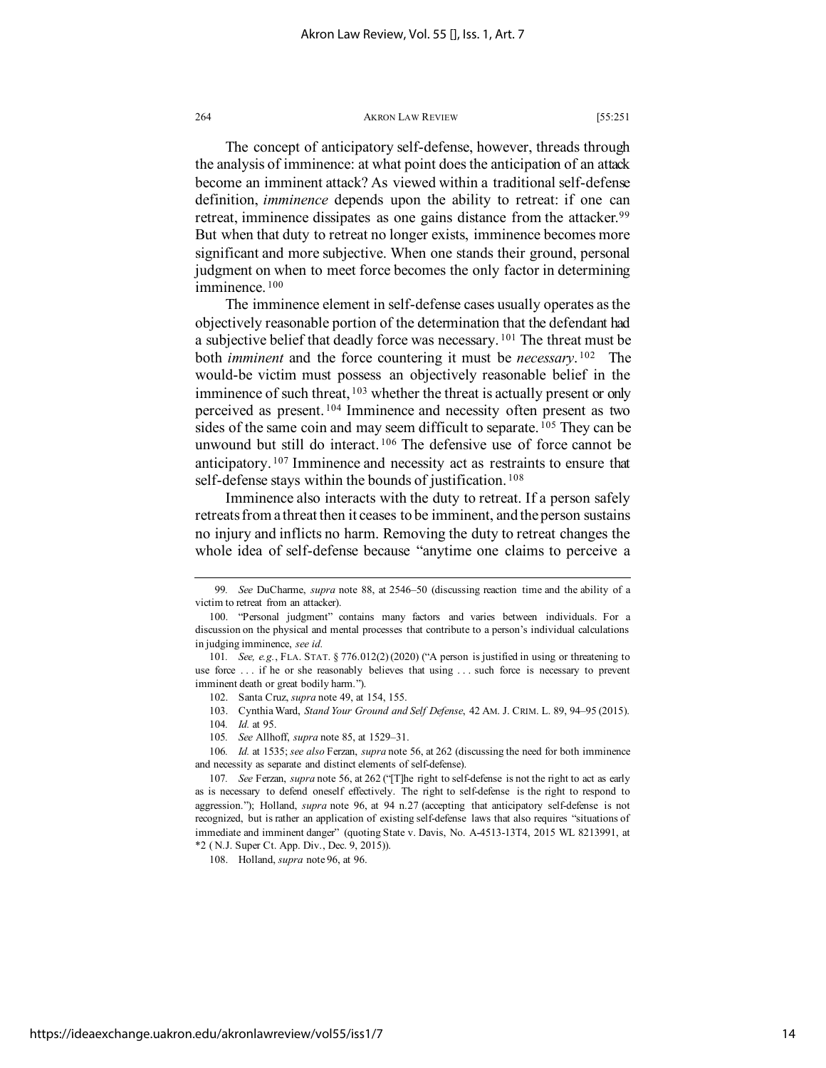The concept of anticipatory self-defense, however, threads through the analysis of imminence: at what point does the anticipation of an attack become an imminent attack? As viewed within a traditional self-defense definition, *imminence* depends upon the ability to retreat: if one can retreat, imminence dissipates as one gains distance from the attacker.[99] But when that duty to retreat no longer exists, imminence becomes more significant and more subjective. When one stands their ground, personal judgment on when to meet force becomes the only factor in determining imminence.[100]

The imminence element in self-defense cases usually operates as the objectively reasonable portion of the determination that the defendant had a subjective belief that deadly force was necessary.[101] The threat must be both *imminent* and the force countering it must be *necessary*.[102] The would-be victim must possess an objectively reasonable belief in the imminence of such threat,[103] whether the threat is actually present or only perceived as present.[104] Imminence and necessity often present as two sides of the same coin and may seem difficult to separate.[105] They can be unwound but still do interact.[106] The defensive use of force cannot be anticipatory.[107] Imminence and necessity act as restraints to ensure that self-defense stays within the bounds of justification.[108]

Imminence also interacts with the duty to retreat. If a person safely retreats from a threat then it ceases to be imminent, and the person sustains no injury and inflicts no harm. Removing the duty to retreat changes the whole idea of self-defense because "anytime one claims to perceive a

---

99. *See* DuCharme, *supra* note 88, at 2546–50 (discussing reaction time and the ability of a victim to retreat from an attacker).

100. "Personal judgment" contains many factors and varies between individuals. For a discussion on the physical and mental processes that contribute to a person's individual calculations in judging imminence, *see id.*

101. *See, e.g.*, FLA. STAT. § 776.012(2) (2020) ("A person is justified in using or threatening to use force . . . if he or she reasonably believes that using . . . such force is necessary to prevent imminent death or great bodily harm.").

102. Santa Cruz, *supra* note 49, at 154, 155.

103. Cynthia Ward, *Stand Your Ground and Self Defense*, 42 AM. J. CRIM. L. 89, 94–95 (2015).

104. *Id.* at 95.

105. *See* Allhoff, *supra* note 85, at 1529–31.

106. *Id.* at 1535; *see also* Ferzan, *supra* note 56, at 262 (discussing the need for both imminence and necessity as separate and distinct elements of self-defense).

107. *See* Ferzan, *supra* note 56, at 262 ("[T]he right to self-defense is not the right to act as early as is necessary to defend oneself effectively. The right to self-defense is the right to respond to aggression."); Holland, *supra* note 96, at 94 n.27 (accepting that anticipatory self-defense is not recognized, but is rather an application of existing self-defense laws that also requires "situations of immediate and imminent danger" (quoting State v. Davis, No. A-4513-13T4, 2015 WL 8213991, at *2 (N.J. Super Ct. App. Div., Dec. 9, 2015)).

108. Holland, *supra* note 96, at 96.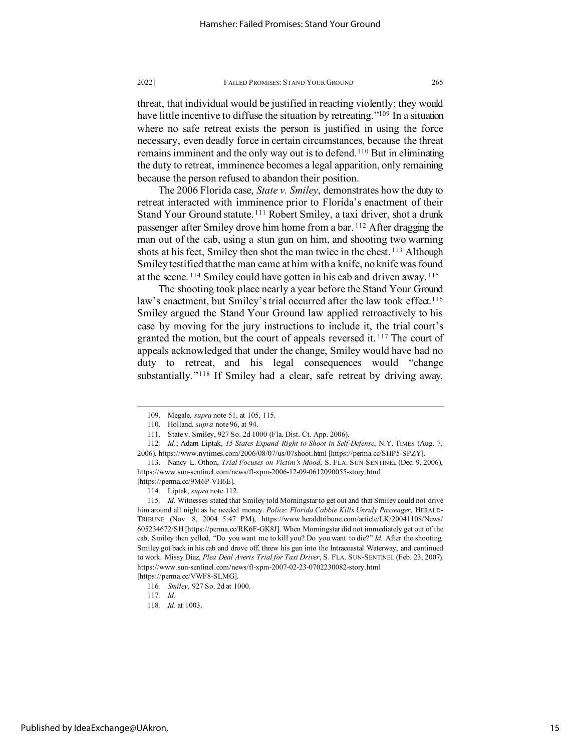threat, that individual would be justified in reacting violently; they would have little incentive to diffuse the situation by retreating."[109] In a situation where no safe retreat exists the person is justified in using the force necessary, even deadly force in certain circumstances, because the threat remains imminent and the only way out is to defend.[110] But in eliminating the duty to retreat, imminence becomes a legal apparition, only remaining because the person refused to abandon their position.

The 2006 Florida case, *State v. Smiley*, demonstrates how the duty to retreat interacted with imminence prior to Florida's enactment of their Stand Your Ground statute.[111] Robert Smiley, a taxi driver, shot a drunk passenger after Smiley drove him home from a bar.[112] After dragging the man out of the cab, using a stun gun on him, and shooting two warning shots at his feet, Smiley then shot the man twice in the chest.[113] Although Smiley testified that the man came at him with a knife, no knife was found at the scene.[114] Smiley could have gotten in his cab and driven away.[115]

The shooting took place nearly a year before the Stand Your Ground law's enactment, but Smiley's trial occurred after the law took effect.[116] Smiley argued the Stand Your Ground law applied retroactively to his case by moving for the jury instructions to include it, the trial court's granted the motion, but the court of appeals reversed it.[117] The court of appeals acknowledged that under the change, Smiley would have had no duty to retreat, and his legal consequences would "change substantially."[118] If Smiley had a clear, safe retreat by driving away,

---

109. Megale, *supra* note 51, at 105, 115.

110. Holland, *supra* note 96, at 94.

111. State v. Smiley, 927 So. 2d 1000 (Fla. Dist. Ct. App. 2006).

112. *Id.*; Adam Liptak, *15 States Expand Right to Shoot in Self-Defense*, N.Y. TIMES (Aug. 7, 2006), https://www.nytimes.com/2006/08/07/us/07shoot.html [https://perma.cc/SHP5-SPZY].

113. Nancy L. Othon, *Trial Focuses on Victim's Mood*, S. FLA. SUN-SENTINEL (Dec. 9, 2006), https://www.sun-sentinel.com/news/fl-xpm-2006-12-09-0612090055-story.html [https://perma.cc/9M6P-VH6E].

114. Liptak, *supra* note 112.

115. *Id.* Witnesses stated that Smiley told Morningstar to get out and that Smiley could not drive him around all night as he needed money. *Police: Florida Cabbie Kills Unruly Passenger*, HERALD-TRIBUNE (Nov. 8, 2004 5:47 PM), https://www.heraldtribune.com/article/LK/20041108/News/605234672/SH [https://perma.cc/RK6F-GK8J]. When Morningstar did not immediately get out of the cab, Smiley then yelled, "Do you want me to kill you? Do you want to die?" *Id.* After the shooting, Smiley got back in his cab and drove off, threw his gun into the Intracoastal Waterway, and continued to work. Missy Diaz, *Plea Deal Averts Trial for Taxi Driver*, S. FLA. SUN-SENTINEL (Feb. 23, 2007), https://www.sun-sentinel.com/news/fl-xpm-2007-02-23-0702230082-story.html [https://perma.cc/VWF8-SLMG].

116. *Smiley*, 927 So. 2d at 1000.

117. *Id.*

118. *Id.* at 1003.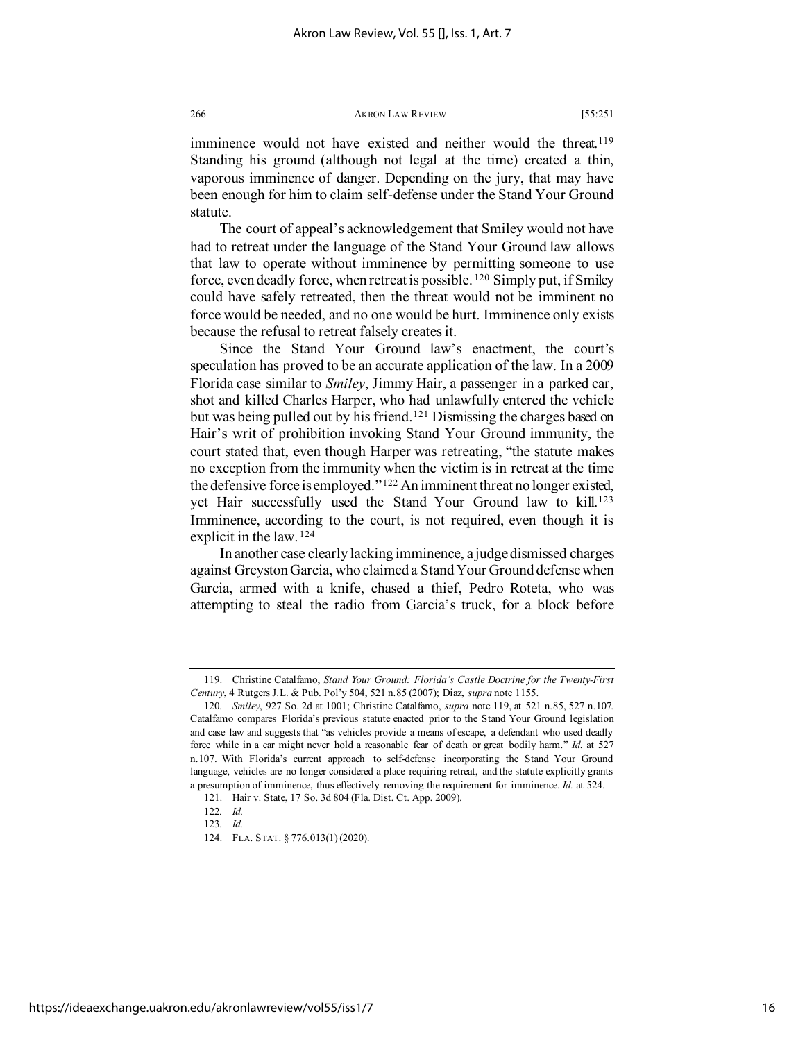imminence would not have existed and neither would the threat.[119] Standing his ground (although not legal at the time) created a thin, vaporous imminence of danger. Depending on the jury, that may have been enough for him to claim self-defense under the Stand Your Ground statute.

The court of appeal's acknowledgement that Smiley would not have had to retreat under the language of the Stand Your Ground law allows that law to operate without imminence by permitting someone to use force, even deadly force, when retreat is possible.[120] Simply put, if Smiley could have safely retreated, then the threat would not be imminent no force would be needed, and no one would be hurt. Imminence only exists because the refusal to retreat falsely creates it.

Since the Stand Your Ground law's enactment, the court's speculation has proved to be an accurate application of the law. In a 2009 Florida case similar to *Smiley*, Jimmy Hair, a passenger in a parked car, shot and killed Charles Harper, who had unlawfully entered the vehicle but was being pulled out by his friend.[121] Dismissing the charges based on Hair's writ of prohibition invoking Stand Your Ground immunity, the court stated that, even though Harper was retreating, "the statute makes no exception from the immunity when the victim is in retreat at the time the defensive force is employed."[122] An imminent threat no longer existed, yet Hair successfully used the Stand Your Ground law to kill.[123] Imminence, according to the court, is not required, even though it is explicit in the law.[124]

In another case clearly lacking imminence, a judge dismissed charges against Greyston Garcia, who claimed a Stand Your Ground defense when Garcia, armed with a knife, chased a thief, Pedro Roteta, who was attempting to steal the radio from Garcia's truck, for a block before

---

119. Christine Catalfamo, *Stand Your Ground: Florida's Castle Doctrine for the Twenty-First Century*, 4 Rutgers J.L. & Pub. Pol'y 504, 521 n.85 (2007); Diaz, *supra* note 1155.

120. *Smiley*, 927 So. 2d at 1001; Christine Catalfamo, *supra* note 119, at 521 n.85, 527 n.107. Catalfamo compares Florida's previous statute enacted prior to the Stand Your Ground legislation and case law and suggests that "as vehicles provide a means of escape, a defendant who used deadly force while in a car might never hold a reasonable fear of death or great bodily harm." *Id.* at 527 n.107. With Florida's current approach to self-defense incorporating the Stand Your Ground language, vehicles are no longer considered a place requiring retreat, and the statute explicitly grants a presumption of imminence, thus effectively removing the requirement for imminence. *Id.* at 524.

121. Hair v. State, 17 So. 3d 804 (Fla. Dist. Ct. App. 2009).

122. *Id.*

123. *Id.*

124. FLA. STAT. § 776.013(1) (2020).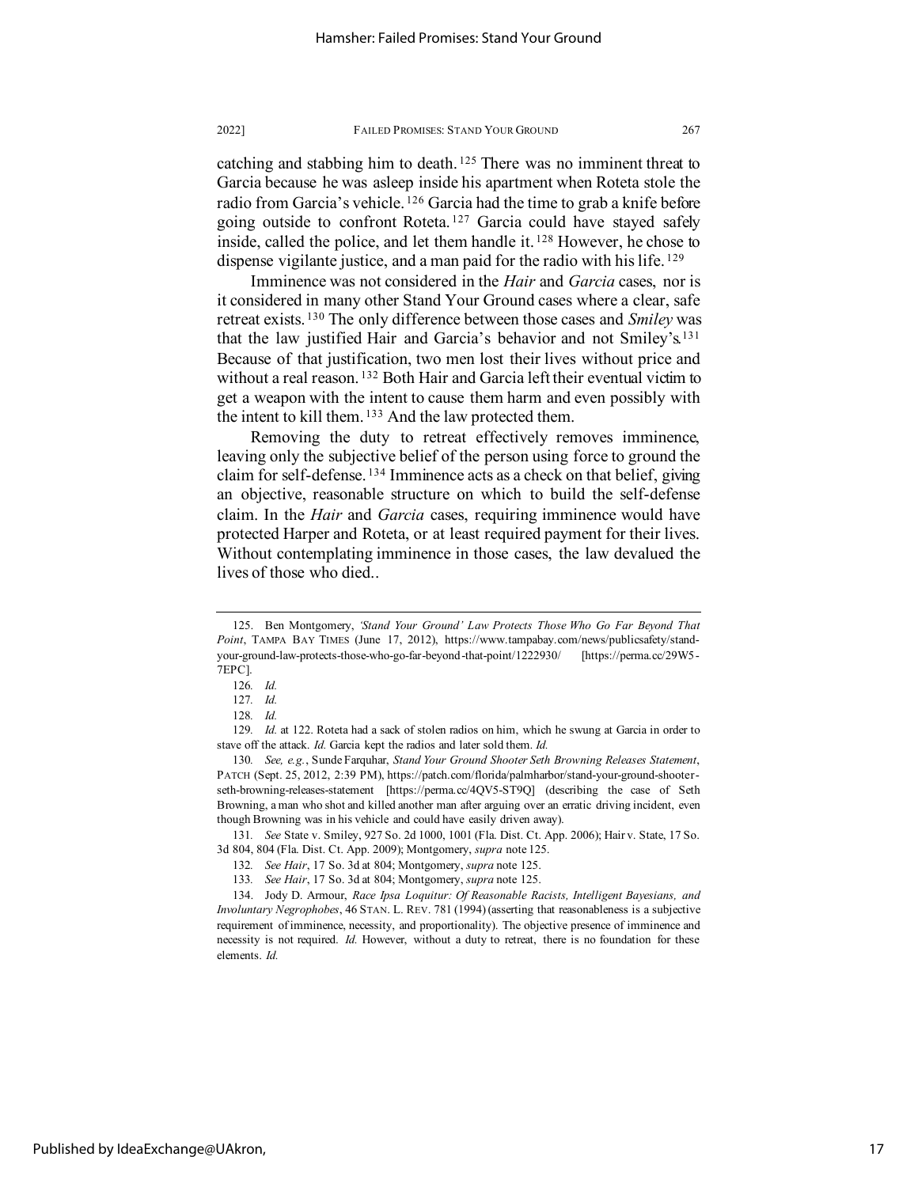catching and stabbing him to death.[125] There was no imminent threat to Garcia because he was asleep inside his apartment when Roteta stole the radio from Garcia's vehicle.[126] Garcia had the time to grab a knife before going outside to confront Roteta.[127] Garcia could have stayed safely inside, called the police, and let them handle it.[128] However, he chose to dispense vigilante justice, and a man paid for the radio with his life.[129]

Imminence was not considered in the *Hair* and *Garcia* cases, nor is it considered in many other Stand Your Ground cases where a clear, safe retreat exists.[130] The only difference between those cases and *Smiley* was that the law justified Hair and Garcia's behavior and not Smiley's.[131] Because of that justification, two men lost their lives without price and without a real reason.[132] Both Hair and Garcia left their eventual victim to get a weapon with the intent to cause them harm and even possibly with the intent to kill them.[133] And the law protected them.

Removing the duty to retreat effectively removes imminence, leaving only the subjective belief of the person using force to ground the claim for self-defense.[134] Imminence acts as a check on that belief, giving an objective, reasonable structure on which to build the self-defense claim. In the *Hair* and *Garcia* cases, requiring imminence would have protected Harper and Roteta, or at least required payment for their lives. Without contemplating imminence in those cases, the law devalued the lives of those who died..

---

125. Ben Montgomery, *'Stand Your Ground' Law Protects Those Who Go Far Beyond That Point*, TAMPA BAY TIMES (June 17, 2012), https://www.tampabay.com/news/publicsafety/stand-your-ground-law-protects-those-who-go-far-beyond-that-point/1222930/ [https://perma.cc/29W5-7EPC].

126. *Id.*

127. *Id.*

128. *Id.*

129. *Id.* at 122. Roteta had a sack of stolen radios on him, which he swung at Garcia in order to stave off the attack. *Id.* Garcia kept the radios and later sold them. *Id.*

130. *See, e.g.*, Sunde Farquhar, *Stand Your Ground Shooter Seth Browning Releases Statement*, PATCH (Sept. 25, 2012, 2:39 PM), https://patch.com/florida/palmharbor/stand-your-ground-shooter-seth-browning-releases-statement [https://perma.cc/4QV5-ST9Q] (describing the case of Seth Browning, a man who shot and killed another man after arguing over an erratic driving incident, even though Browning was in his vehicle and could have easily driven away).

131. *See* State v. Smiley, 927 So. 2d 1000, 1001 (Fla. Dist. Ct. App. 2006); Hair v. State, 17 So. 3d 804, 804 (Fla. Dist. Ct. App. 2009); Montgomery, *supra* note 125.

132. *See Hair*, 17 So. 3d at 804; Montgomery, *supra* note 125.

133. *See Hair*, 17 So. 3d at 804; Montgomery, *supra* note 125.

134. Jody D. Armour, *Race Ipsa Loquitur: Of Reasonable Racists, Intelligent Bayesians, and Involuntary Negrophobes*, 46 STAN. L. REV. 781 (1994) (asserting that reasonableness is a subjective requirement of imminence, necessity, and proportionality). The objective presence of imminence and necessity is not required. *Id.* However, without a duty to retreat, there is no foundation for these elements. *Id.*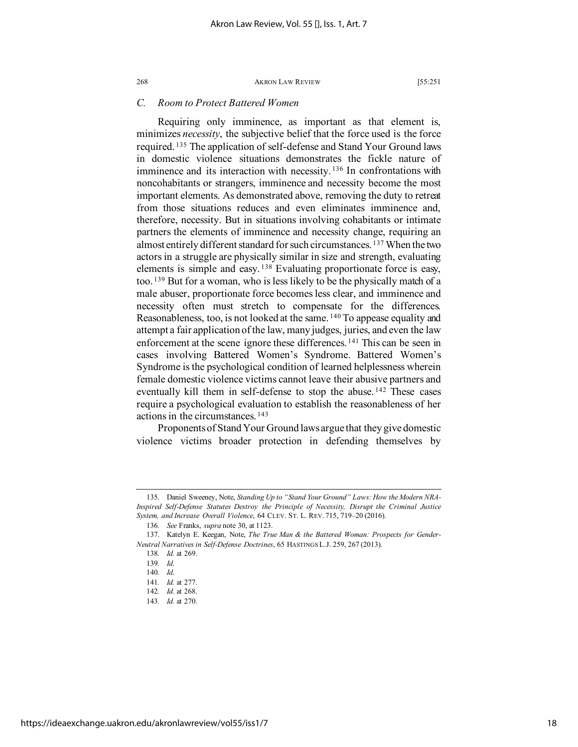### *C. Room to Protect Battered Women*

Requiring only imminence, as important as that element is, minimizes *necessity*, the subjective belief that the force used is the force required.[135] The application of self-defense and Stand Your Ground laws in domestic violence situations demonstrates the fickle nature of imminence and its interaction with necessity.[136] In confrontations with noncohabitants or strangers, imminence and necessity become the most important elements. As demonstrated above, removing the duty to retreat from those situations reduces and even eliminates imminence and, therefore, necessity. But in situations involving cohabitants or intimate partners the elements of imminence and necessity change, requiring an almost entirely different standard for such circumstances.[137] When the two actors in a struggle are physically similar in size and strength, evaluating elements is simple and easy.[138] Evaluating proportionate force is easy, too.[139] But for a woman, who is less likely to be the physically match of a male abuser, proportionate force becomes less clear, and imminence and necessity often must stretch to compensate for the differences. Reasonableness, too, is not looked at the same.[140] To appease equality and attempt a fair application of the law, many judges, juries, and even the law enforcement at the scene ignore these differences.[141] This can be seen in cases involving Battered Women's Syndrome. Battered Women's Syndrome is the psychological condition of learned helplessness wherein female domestic violence victims cannot leave their abusive partners and eventually kill them in self-defense to stop the abuse.[142] These cases require a psychological evaluation to establish the reasonableness of her actions in the circumstances.[143]

Proponents of Stand Your Ground laws argue that they give domestic violence victims broader protection in defending themselves by

---

135. Daniel Sweeney, Note, *Standing Up to "Stand Your Ground" Laws: How the Modern NRA-Inspired Self-Defense Statutes Destroy the Principle of Necessity, Disrupt the Criminal Justice System, and Increase Overall Violence*, 64 CLEV. ST. L. REV. 715, 719–20 (2016).

136. *See* Franks, *supra* note 30, at 1123.

137. Katelyn E. Keegan, Note, *The True Man & the Battered Woman: Prospects for Gender-Neutral Narratives in Self-Defense Doctrines*, 65 HASTINGS L.J. 259, 267 (2013).

138. *Id.* at 269.

139. *Id.*

140. *Id.*

141. *Id.* at 277.

142. *Id.* at 268.

143. *Id.* at 270.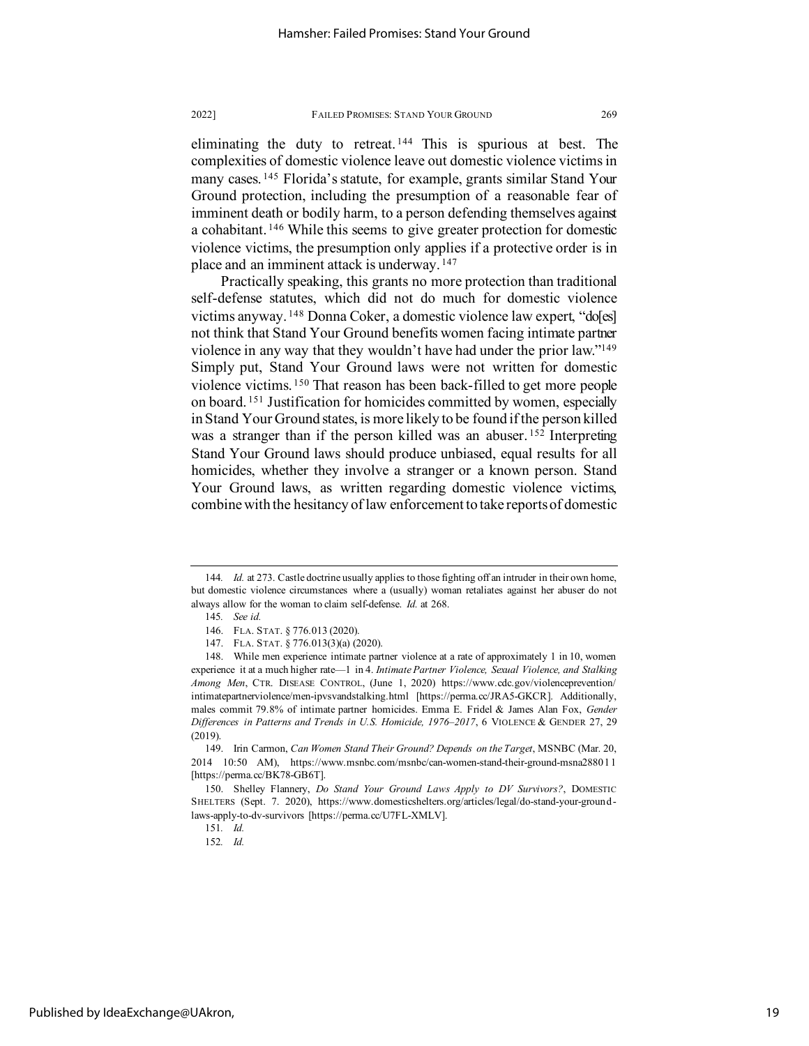eliminating the duty to retreat.[144] This is spurious at best. The complexities of domestic violence leave out domestic violence victims in many cases.[145] Florida's statute, for example, grants similar Stand Your Ground protection, including the presumption of a reasonable fear of imminent death or bodily harm, to a person defending themselves against a cohabitant.[146] While this seems to give greater protection for domestic violence victims, the presumption only applies if a protective order is in place and an imminent attack is underway.[147]

Practically speaking, this grants no more protection than traditional self-defense statutes, which did not do much for domestic violence victims anyway.[148] Donna Coker, a domestic violence law expert, "do[es] not think that Stand Your Ground benefits women facing intimate partner violence in any way that they wouldn't have had under the prior law."[149] Simply put, Stand Your Ground laws were not written for domestic violence victims.[150] That reason has been back-filled to get more people on board.[151] Justification for homicides committed by women, especially in Stand Your Ground states, is more likely to be found if the person killed was a stranger than if the person killed was an abuser.[152] Interpreting Stand Your Ground laws should produce unbiased, equal results for all homicides, whether they involve a stranger or a known person. Stand Your Ground laws, as written regarding domestic violence victims, combine with the hesitancy of law enforcement to take reports of domestic

---

144. *Id.* at 273. Castle doctrine usually applies to those fighting off an intruder in their own home, but domestic violence circumstances where a (usually) woman retaliates against her abuser do not always allow for the woman to claim self-defense. *Id.* at 268.

145. *See id.*

146. FLA. STAT. § 776.013 (2020).

147. FLA. STAT. § 776.013(3)(a) (2020).

148. While men experience intimate partner violence at a rate of approximately 1 in 10, women experience it at a much higher rate—1 in 4. *Intimate Partner Violence, Sexual Violence, and Stalking Among Men*, CTR. DISEASE CONTROL, (June 1, 2020) https://www.cdc.gov/violenceprevention/intimatepartnerviolence/men-ipvsvandstalking.html [https://perma.cc/JRA5-GKCR]. Additionally, males commit 79.8% of intimate partner homicides. Emma E. Fridel & James Alan Fox, *Gender Differences in Patterns and Trends in U.S. Homicide, 1976–2017*, 6 VIOLENCE & GENDER 27, 29 (2019).

149. Irin Carmon, *Can Women Stand Their Ground? Depends on the Target*, MSNBC (Mar. 20, 2014 10:50 AM), https://www.msnbc.com/msnbc/can-women-stand-their-ground-msna288011 [https://perma.cc/BK78-GB6T].

150. Shelley Flannery, *Do Stand Your Ground Laws Apply to DV Survivors?*, DOMESTIC SHELTERS (Sept. 7. 2020), https://www.domesticshelters.org/articles/legal/do-stand-your-ground-laws-apply-to-dv-survivors [https://perma.cc/U7FL-XMLV].

151. *Id.*

152. *Id.*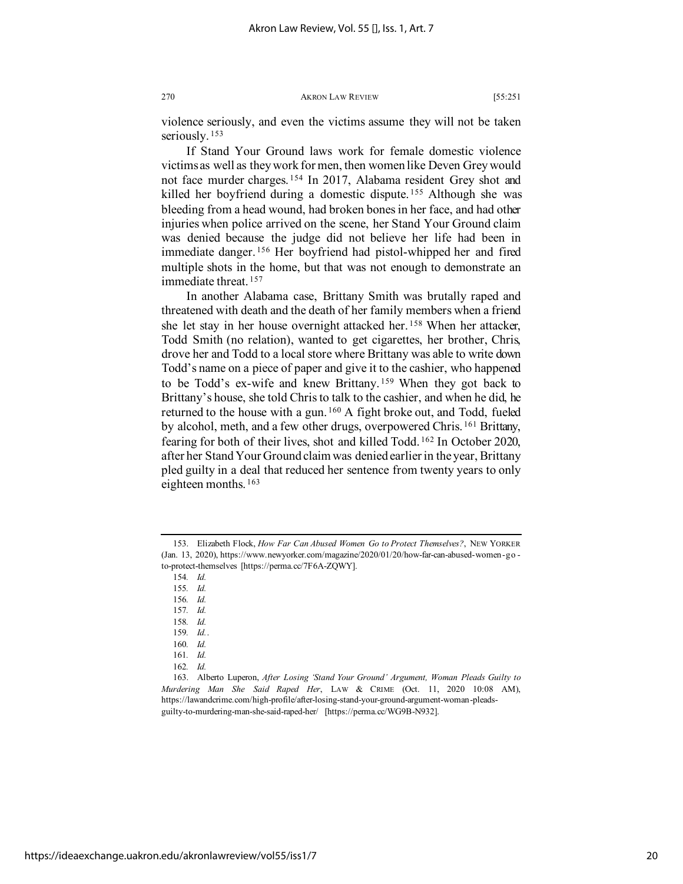violence seriously, and even the victims assume they will not be taken seriously.[153]

If Stand Your Ground laws work for female domestic violence victims as well as they work for men, then women like Deven Grey would not face murder charges.[154] In 2017, Alabama resident Grey shot and killed her boyfriend during a domestic dispute.[155] Although she was bleeding from a head wound, had broken bones in her face, and had other injuries when police arrived on the scene, her Stand Your Ground claim was denied because the judge did not believe her life had been in immediate danger.[156] Her boyfriend had pistol-whipped her and fired multiple shots in the home, but that was not enough to demonstrate an immediate threat.[157]

In another Alabama case, Brittany Smith was brutally raped and threatened with death and the death of her family members when a friend she let stay in her house overnight attacked her.[158] When her attacker, Todd Smith (no relation), wanted to get cigarettes, her brother, Chris, drove her and Todd to a local store where Brittany was able to write down Todd's name on a piece of paper and give it to the cashier, who happened to be Todd's ex-wife and knew Brittany.[159] When they got back to Brittany's house, she told Chris to talk to the cashier, and when he did, he returned to the house with a gun.[160] A fight broke out, and Todd, fueled by alcohol, meth, and a few other drugs, overpowered Chris.[161] Brittany, fearing for both of their lives, shot and killed Todd.[162] In October 2020, after her Stand Your Ground claim was denied earlier in the year, Brittany pled guilty in a deal that reduced her sentence from twenty years to only eighteen months.[163]

---

153. Elizabeth Flock, *How Far Can Abused Women Go to Protect Themselves?*, NEW YORKER (Jan. 13, 2020), https://www.newyorker.com/magazine/2020/01/20/how-far-can-abused-women-go-to-protect-themselves [https://perma.cc/7F6A-ZQWY].

154. *Id.*

155. *Id.*

156. *Id.*

157. *Id.*

158. *Id.*

159. *Id.*.

160. *Id.*

161. *Id.*

162. *Id.*

163. Alberto Luperon, *After Losing 'Stand Your Ground' Argument, Woman Pleads Guilty to Murdering Man She Said Raped Her*, LAW & CRIME (Oct. 11, 2020 10:08 AM), https://lawandcrime.com/high-profile/after-losing-stand-your-ground-argument-woman-pleads-guilty-to-murdering-man-she-said-raped-her/ [https://perma.cc/WG9B-N932].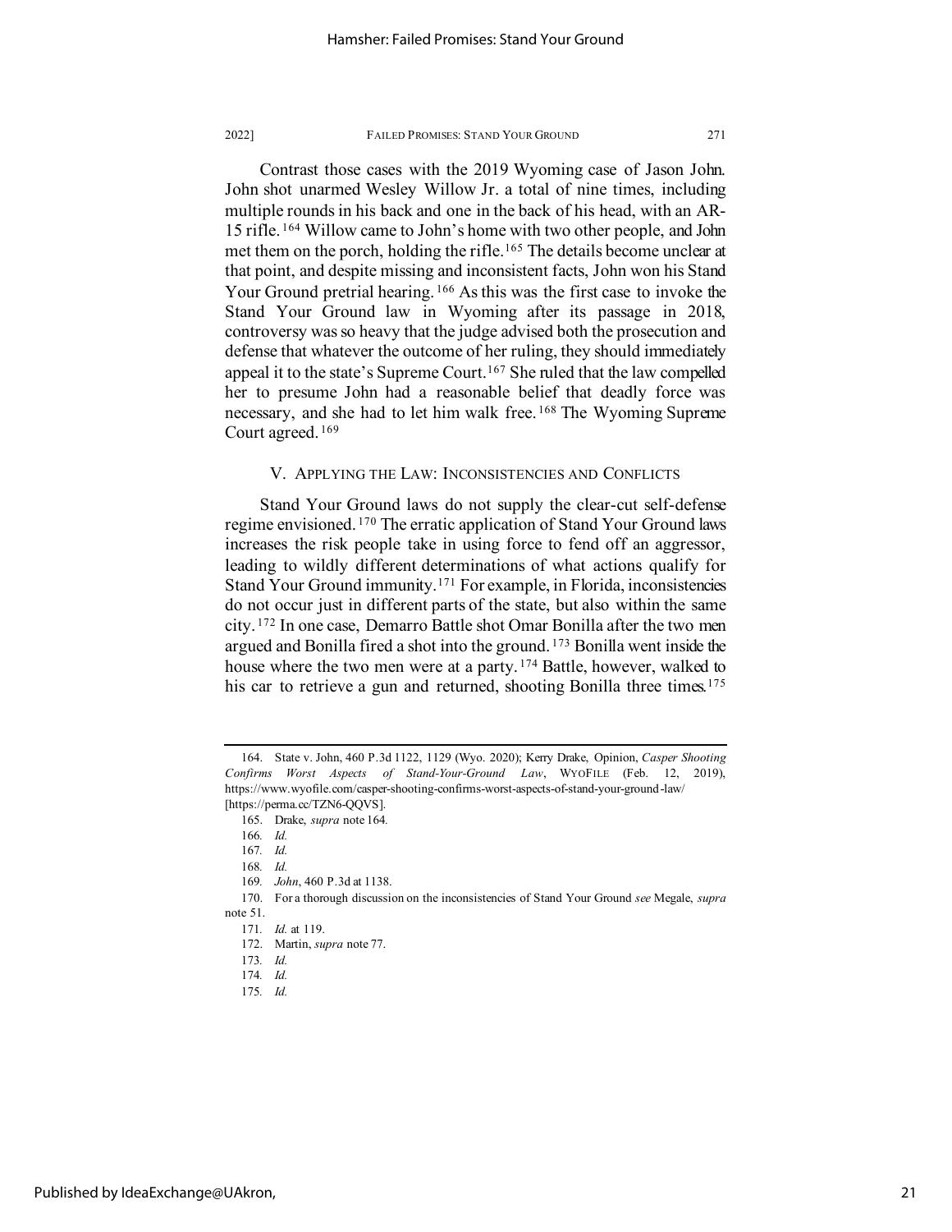Contrast those cases with the 2019 Wyoming case of Jason John. John shot unarmed Wesley Willow Jr. a total of nine times, including multiple rounds in his back and one in the back of his head, with an AR-15 rifle.[164] Willow came to John's home with two other people, and John met them on the porch, holding the rifle.[165] The details become unclear at that point, and despite missing and inconsistent facts, John won his Stand Your Ground pretrial hearing.[166] As this was the first case to invoke the Stand Your Ground law in Wyoming after its passage in 2018, controversy was so heavy that the judge advised both the prosecution and defense that whatever the outcome of her ruling, they should immediately appeal it to the state's Supreme Court.[167] She ruled that the law compelled her to presume John had a reasonable belief that deadly force was necessary, and she had to let him walk free.[168] The Wyoming Supreme Court agreed.[169]

## V. APPLYING THE LAW: INCONSISTENCIES AND CONFLICTS

Stand Your Ground laws do not supply the clear-cut self-defense regime envisioned.[170] The erratic application of Stand Your Ground laws increases the risk people take in using force to fend off an aggressor, leading to wildly different determinations of what actions qualify for Stand Your Ground immunity.[171] For example, in Florida, inconsistencies do not occur just in different parts of the state, but also within the same city.[172] In one case, Demarro Battle shot Omar Bonilla after the two men argued and Bonilla fired a shot into the ground.[173] Bonilla went inside the house where the two men were at a party.[174] Battle, however, walked to his car to retrieve a gun and returned, shooting Bonilla three times.[175]

---

164. State v. John, 460 P.3d 1122, 1129 (Wyo. 2020); Kerry Drake, Opinion, *Casper Shooting Confirms Worst Aspects of Stand-Your-Ground Law*, WYOFILE (Feb. 12, 2019), https://www.wyofile.com/casper-shooting-confirms-worst-aspects-of-stand-your-ground-law/ [https://perma.cc/TZN6-QQVS].

165. Drake, *supra* note 164.

166. *Id.*

167. *Id.*

168. *Id.*

169. *John*, 460 P.3d at 1138.

170. For a thorough discussion on the inconsistencies of Stand Your Ground *see* Megale, *supra* note 51.

171. *Id.* at 119.

172. Martin, *supra* note 77.

173. *Id.*

174. *Id.*

175. *Id.*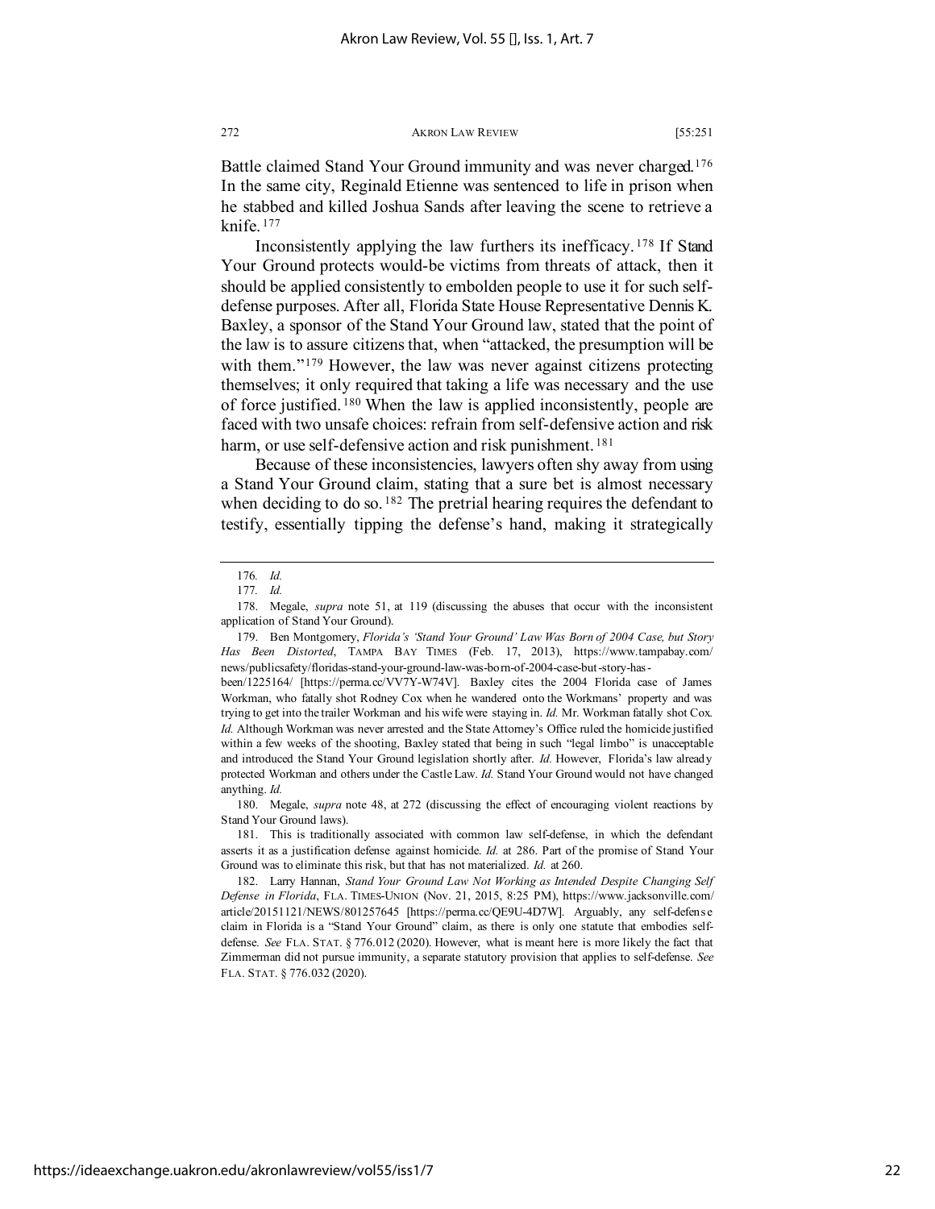Battle claimed Stand Your Ground immunity and was never charged.[176] In the same city, Reginald Etienne was sentenced to life in prison when he stabbed and killed Joshua Sands after leaving the scene to retrieve a knife.[177]

Inconsistently applying the law furthers its inefficacy.[178] If Stand Your Ground protects would-be victims from threats of attack, then it should be applied consistently to embolden people to use it for such self-defense purposes. After all, Florida State House Representative Dennis K. Baxley, a sponsor of the Stand Your Ground law, stated that the point of the law is to assure citizens that, when "attacked, the presumption will be with them."[179] However, the law was never against citizens protecting themselves; it only required that taking a life was necessary and the use of force justified.[180] When the law is applied inconsistently, people are faced with two unsafe choices: refrain from self-defensive action and risk harm, or use self-defensive action and risk punishment.[181]

Because of these inconsistencies, lawyers often shy away from using a Stand Your Ground claim, stating that a sure bet is almost necessary when deciding to do so.[182] The pretrial hearing requires the defendant to testify, essentially tipping the defense's hand, making it strategically

---

176. *Id.*

177. *Id.*

178. Megale, *supra* note 51, at 119 (discussing the abuses that occur with the inconsistent application of Stand Your Ground).

179. Ben Montgomery, *Florida's 'Stand Your Ground' Law Was Born of 2004 Case, but Story Has Been Distorted*, TAMPA BAY TIMES (Feb. 17, 2013), https://www.tampabay.com/news/publicsafety/floridas-stand-your-ground-law-was-born-of-2004-case-but-story-has-been/1225164/ [https://perma.cc/VV7Y-W74V]. Baxley cites the 2004 Florida case of James Workman, who fatally shot Rodney Cox when he wandered onto the Workmans' property and was trying to get into the trailer Workman and his wife were staying in. *Id.* Mr. Workman fatally shot Cox. *Id.* Although Workman was never arrested and the State Attorney's Office ruled the homicide justified within a few weeks of the shooting, Baxley stated that being in such "legal limbo" is unacceptable and introduced the Stand Your Ground legislation shortly after. *Id.* However, Florida's law already protected Workman and others under the Castle Law. *Id.* Stand Your Ground would not have changed anything. *Id.*

180. Megale, *supra* note 48, at 272 (discussing the effect of encouraging violent reactions by Stand Your Ground laws).

181. This is traditionally associated with common law self-defense, in which the defendant asserts it as a justification defense against homicide. *Id.* at 286. Part of the promise of Stand Your Ground was to eliminate this risk, but that has not materialized. *Id.* at 260.

182. Larry Hannan, *Stand Your Ground Law Not Working as Intended Despite Changing Self Defense in Florida*, FLA. TIMES-UNION (Nov. 21, 2015, 8:25 PM), https://www.jacksonville.com/article/20151121/NEWS/801257645 [https://perma.cc/QE9U-4D7W]. Arguably, any self-defense claim in Florida is a "Stand Your Ground" claim, as there is only one statute that embodies self-defense. *See* FLA. STAT. § 776.012 (2020). However, what is meant here is more likely the fact that Zimmerman did not pursue immunity, a separate statutory provision that applies to self-defense. *See* FLA. STAT. § 776.032 (2020).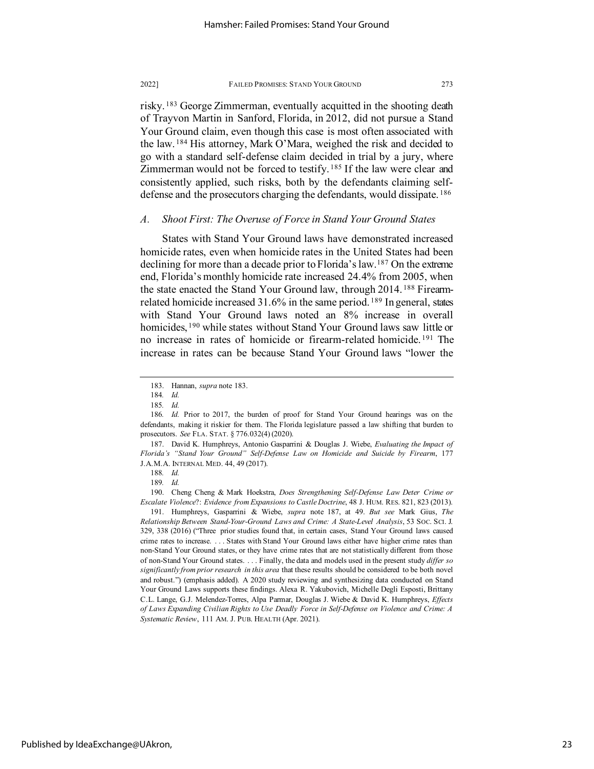risky.[183] George Zimmerman, eventually acquitted in the shooting death of Trayvon Martin in Sanford, Florida, in 2012, did not pursue a Stand Your Ground claim, even though this case is most often associated with the law.[184] His attorney, Mark O'Mara, weighed the risk and decided to go with a standard self-defense claim decided in trial by a jury, where Zimmerman would not be forced to testify.[185] If the law were clear and consistently applied, such risks, both by the defendants claiming self-defense and the prosecutors charging the defendants, would dissipate.[186]

### *A. Shoot First: The Overuse of Force in Stand Your Ground States*

States with Stand Your Ground laws have demonstrated increased homicide rates, even when homicide rates in the United States had been declining for more than a decade prior to Florida's law.[187] On the extreme end, Florida's monthly homicide rate increased 24.4% from 2005, when the state enacted the Stand Your Ground law, through 2014.[188] Firearm-related homicide increased 31.6% in the same period.[189] In general, states with Stand Your Ground laws noted an 8% increase in overall homicides,[190] while states without Stand Your Ground laws saw little or no increase in rates of homicide or firearm-related homicide.[191] The increase in rates can be because Stand Your Ground laws "lower the

---

183. Hannan, *supra* note 183.

184. *Id.*

185. *Id.*

186. *Id.* Prior to 2017, the burden of proof for Stand Your Ground hearings was on the defendants, making it riskier for them. The Florida legislature passed a law shifting that burden to prosecutors. *See* FLA. STAT. § 776.032(4) (2020).

187. David K. Humphreys, Antonio Gasparrini & Douglas J. Wiebe, *Evaluating the Impact of Florida's "Stand Your Ground" Self-Defense Law on Homicide and Suicide by Firearm*, 177 J.A.M.A. INTERNAL MED. 44, 49 (2017).

188. *Id.*

189. *Id.*

190. Cheng Cheng & Mark Hoekstra, *Does Strengthening Self-Defense Law Deter Crime or Escalate Violence*?: *Evidence from Expansions to Castle Doctrine*, 48 J. HUM. RES. 821, 823 (2013).

191. Humphreys, Gasparrini & Wiebe, *supra* note 187, at 49. *But see* Mark Gius, *The Relationship Between Stand-Your-Ground Laws and Crime: A State-Level Analysis*, 53 SOC. SCI. J. 329, 338 (2016) ("Three prior studies found that, in certain cases, Stand Your Ground laws caused crime rates to increase. . . . States with Stand Your Ground laws either have higher crime rates than non-Stand Your Ground states, or they have crime rates that are not statistically different from those of non-Stand Your Ground states. . . . Finally, the data and models used in the present study *differ so significantly from prior research in this area* that these results should be considered to be both novel and robust.") (emphasis added). A 2020 study reviewing and synthesizing data conducted on Stand Your Ground Laws supports these findings. Alexa R. Yakubovich, Michelle Degli Esposti, Brittany C.L. Lange, G.J. Melendez-Torres, Alpa Parmar, Douglas J. Wiebe & David K. Humphreys, *Effects of Laws Expanding Civilian Rights to Use Deadly Force in Self-Defense on Violence and Crime: A Systematic Review*, 111 AM. J. PUB. HEALTH (Apr. 2021).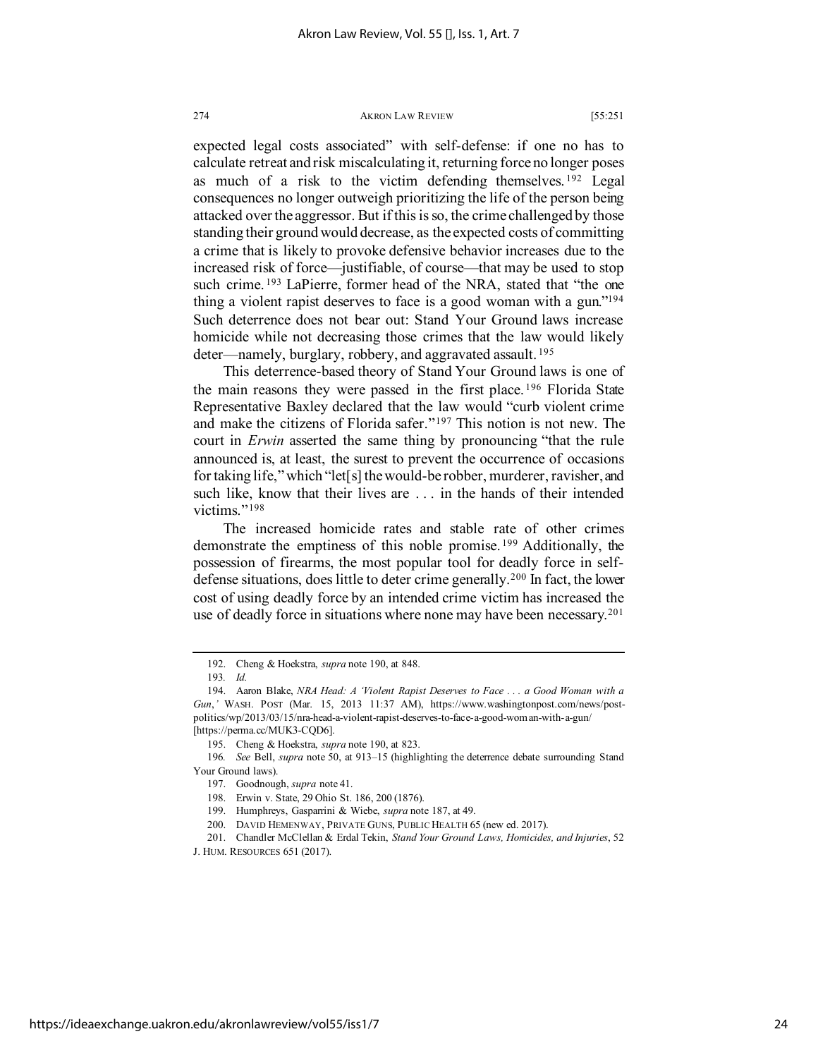expected legal costs associated" with self-defense: if one no has to calculate retreat and risk miscalculating it, returning force no longer poses as much of a risk to the victim defending themselves.[192] Legal consequences no longer outweigh prioritizing the life of the person being attacked over the aggressor. But if this is so, the crime challenged by those standing their ground would decrease, as the expected costs of committing a crime that is likely to provoke defensive behavior increases due to the increased risk of force—justifiable, of course—that may be used to stop such crime.[193] LaPierre, former head of the NRA, stated that "the one thing a violent rapist deserves to face is a good woman with a gun."[194] Such deterrence does not bear out: Stand Your Ground laws increase homicide while not decreasing those crimes that the law would likely deter—namely, burglary, robbery, and aggravated assault.[195]

This deterrence-based theory of Stand Your Ground laws is one of the main reasons they were passed in the first place.[196] Florida State Representative Baxley declared that the law would "curb violent crime and make the citizens of Florida safer."[197] This notion is not new. The court in *Erwin* asserted the same thing by pronouncing "that the rule announced is, at least, the surest to prevent the occurrence of occasions for taking life," which "let[s] the would-be robber, murderer, ravisher, and such like, know that their lives are . . . in the hands of their intended victims."[198]

The increased homicide rates and stable rate of other crimes demonstrate the emptiness of this noble promise.[199] Additionally, the possession of firearms, the most popular tool for deadly force in self-defense situations, does little to deter crime generally.[200] In fact, the lower cost of using deadly force by an intended crime victim has increased the use of deadly force in situations where none may have been necessary.[201]

---

192. Cheng & Hoekstra, *supra* note 190, at 848.

193. *Id.*

194. Aaron Blake, *NRA Head: A 'Violent Rapist Deserves to Face . . . a Good Woman with a Gun*,*'* WASH. POST (Mar. 15, 2013 11:37 AM), https://www.washingtonpost.com/news/post-politics/wp/2013/03/15/nra-head-a-violent-rapist-deserves-to-face-a-good-woman-with-a-gun/ [https://perma.cc/MUK3-CQD6].

195. Cheng & Hoekstra, *supra* note 190, at 823.

196. *See* Bell, *supra* note 50, at 913–15 (highlighting the deterrence debate surrounding Stand Your Ground laws).

197. Goodnough, *supra* note 41.

198. Erwin v. State, 29 Ohio St. 186, 200 (1876).

199. Humphreys, Gasparrini & Wiebe, *supra* note 187, at 49.

200. DAVID HEMENWAY, PRIVATE GUNS, PUBLIC HEALTH 65 (new ed. 2017).

201. Chandler McClellan & Erdal Tekin, *Stand Your Ground Laws, Homicides, and Injuries*, 52 J. HUM. RESOURCES 651 (2017).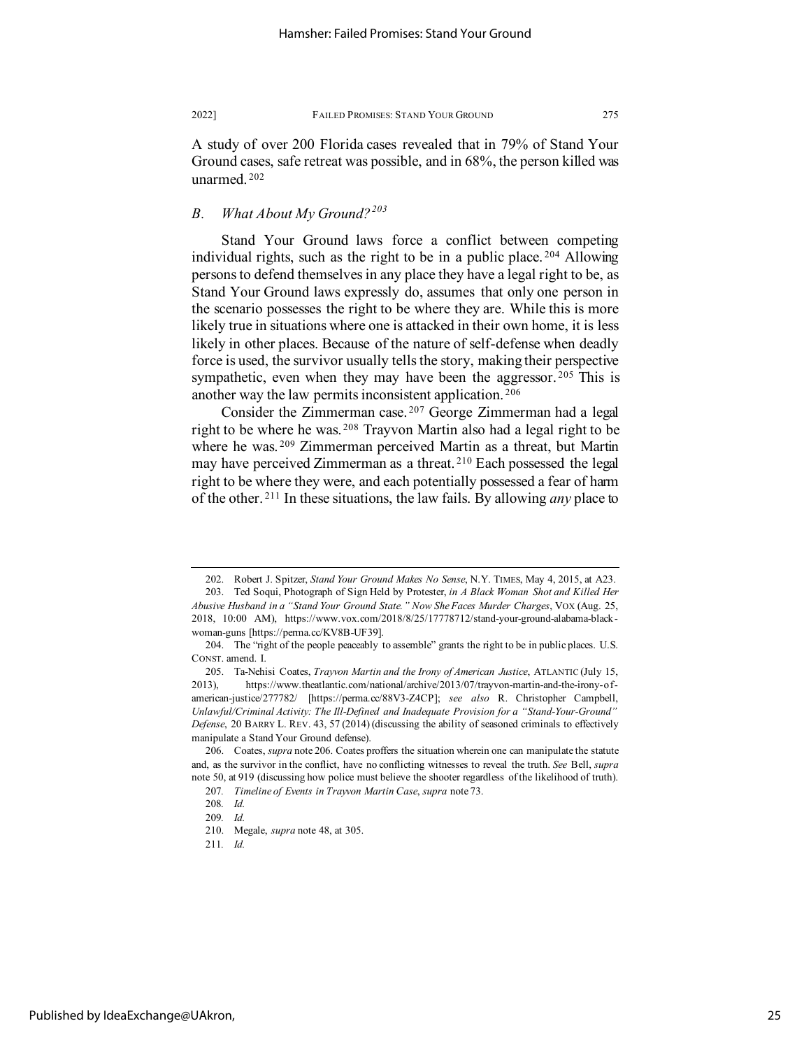A study of over 200 Florida cases revealed that in 79% of Stand Your Ground cases, safe retreat was possible, and in 68%, the person killed was unarmed.[202]

### *B. What About My Ground?*[203]

Stand Your Ground laws force a conflict between competing individual rights, such as the right to be in a public place.[204] Allowing persons to defend themselves in any place they have a legal right to be, as Stand Your Ground laws expressly do, assumes that only one person in the scenario possesses the right to be where they are. While this is more likely true in situations where one is attacked in their own home, it is less likely in other places. Because of the nature of self-defense when deadly force is used, the survivor usually tells the story, making their perspective sympathetic, even when they may have been the aggressor.[205] This is another way the law permits inconsistent application.[206]

Consider the Zimmerman case.[207] George Zimmerman had a legal right to be where he was.[208] Trayvon Martin also had a legal right to be where he was.[209] Zimmerman perceived Martin as a threat, but Martin may have perceived Zimmerman as a threat.[210] Each possessed the legal right to be where they were, and each potentially possessed a fear of harm of the other.[211] In these situations, the law fails. By allowing *any* place to

---

202. Robert J. Spitzer, *Stand Your Ground Makes No Sense*, N.Y. TIMES, May 4, 2015, at A23.

203. Ted Soqui, Photograph of Sign Held by Protester, *in A Black Woman Shot and Killed Her Abusive Husband in a "Stand Your Ground State." Now She Faces Murder Charges*, VOX (Aug. 25, 2018, 10:00 AM), https://www.vox.com/2018/8/25/17778712/stand-your-ground-alabama-black-woman-guns [https://perma.cc/KV8B-UF39].

204. The "right of the people peaceably to assemble" grants the right to be in public places. U.S. CONST. amend. I.

205. Ta-Nehisi Coates, *Trayvon Martin and the Irony of American Justice*, ATLANTIC (July 15, 2013), https://www.theatlantic.com/national/archive/2013/07/trayvon-martin-and-the-irony-of-american-justice/277782/ [https://perma.cc/88V3-Z4CP]; *see also* R. Christopher Campbell, *Unlawful/Criminal Activity: The Ill-Defined and Inadequate Provision for a "Stand-Your-Ground" Defense*, 20 BARRY L. REV. 43, 57 (2014) (discussing the ability of seasoned criminals to effectively manipulate a Stand Your Ground defense).

206. Coates, *supra* note 206. Coates proffers the situation wherein one can manipulate the statute and, as the survivor in the conflict, have no conflicting witnesses to reveal the truth. *See* Bell, *supra* note 50, at 919 (discussing how police must believe the shooter regardless of the likelihood of truth).

207. *Timeline of Events in Trayvon Martin Case*, *supra* note 73.

208. *Id.*

209. *Id.*

210. Megale, *supra* note 48, at 305.

211. *Id.*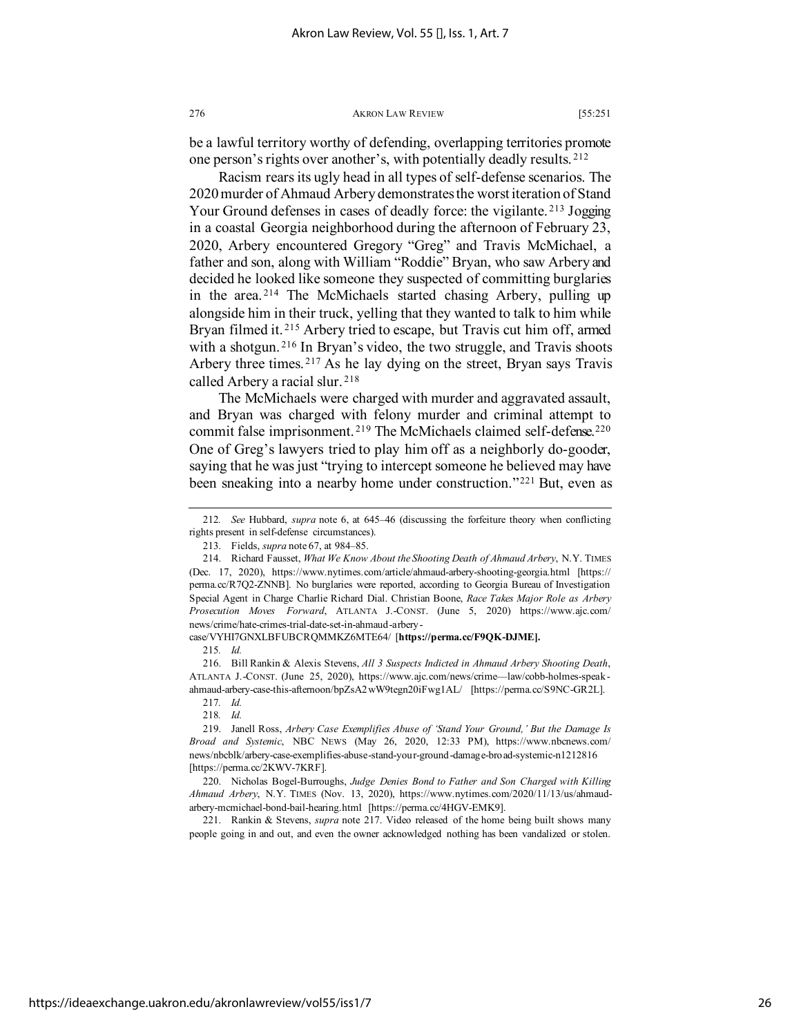be a lawful territory worthy of defending, overlapping territories promote one person's rights over another's, with potentially deadly results.[212]

Racism rears its ugly head in all types of self-defense scenarios. The 2020 murder of Ahmaud Arbery demonstrates the worst iteration of Stand Your Ground defenses in cases of deadly force: the vigilante.[213] Jogging in a coastal Georgia neighborhood during the afternoon of February 23, 2020, Arbery encountered Gregory "Greg" and Travis McMichael, a father and son, along with William "Roddie" Bryan, who saw Arbery and decided he looked like someone they suspected of committing burglaries in the area.[214] The McMichaels started chasing Arbery, pulling up alongside him in their truck, yelling that they wanted to talk to him while Bryan filmed it.[215] Arbery tried to escape, but Travis cut him off, armed with a shotgun.[216] In Bryan's video, the two struggle, and Travis shoots Arbery three times.[217] As he lay dying on the street, Bryan says Travis called Arbery a racial slur.[218]

The McMichaels were charged with murder and aggravated assault, and Bryan was charged with felony murder and criminal attempt to commit false imprisonment.[219] The McMichaels claimed self-defense.[220] One of Greg's lawyers tried to play him off as a neighborly do-gooder, saying that he was just "trying to intercept someone he believed may have been sneaking into a nearby home under construction."[221] But, even as

---

212. *See* Hubbard, *supra* note 6, at 645–46 (discussing the forfeiture theory when conflicting rights present in self-defense circumstances).

213. Fields, *supra* note 67, at 984–85.

214. Richard Fausset, *What We Know About the Shooting Death of Ahmaud Arbery*, N.Y. TIMES (Dec. 17, 2020), https://www.nytimes.com/article/ahmaud-arbery-shooting-georgia.html [https://perma.cc/R7Q2-ZNNB]. No burglaries were reported, according to Georgia Bureau of Investigation Special Agent in Charge Charlie Richard Dial. Christian Boone, *Race Takes Major Role as Arbery Prosecution Moves Forward*, ATLANTA J.-CONST. (June 5, 2020) https://www.ajc.com/news/crime/hate-crimes-trial-date-set-in-ahmaud-arbery-case/VYHI7GNXLBFUBCRQMMKZ6MTE64/ [**https://perma.cc/F9QK-DJME].**

215. *Id.*

216. Bill Rankin & Alexis Stevens, *All 3 Suspects Indicted in Ahmaud Arbery Shooting Death*, ATLANTA J.-CONST. (June 25, 2020), https://www.ajc.com/news/crime—law/cobb-holmes-speak-ahmaud-arbery-case-this-afternoon/bpZsA2wW9tegn20iFwg1AL/ [https://perma.cc/S9NC-GR2L].

217. *Id.*

218. *Id.*

219. Janell Ross, *Arbery Case Exemplifies Abuse of 'Stand Your Ground,' But the Damage Is Broad and Systemic*, NBC NEWS (May 26, 2020, 12:33 PM), https://www.nbcnews.com/news/nbcblk/arbery-case-exemplifies-abuse-stand-your-ground-damage-broad-systemic-n1212816 [https://perma.cc/2KWV-7KRF].

220. Nicholas Bogel-Burroughs, *Judge Denies Bond to Father and Son Charged with Killing Ahmaud Arbery*, N.Y. TIMES (Nov. 13, 2020), https://www.nytimes.com/2020/11/13/us/ahmaud-arbery-mcmichael-bond-bail-hearing.html [https://perma.cc/4HGV-EMK9].

221. Rankin & Stevens, *supra* note 217. Video released of the home being built shows many people going in and out, and even the owner acknowledged nothing has been vandalized or stolen.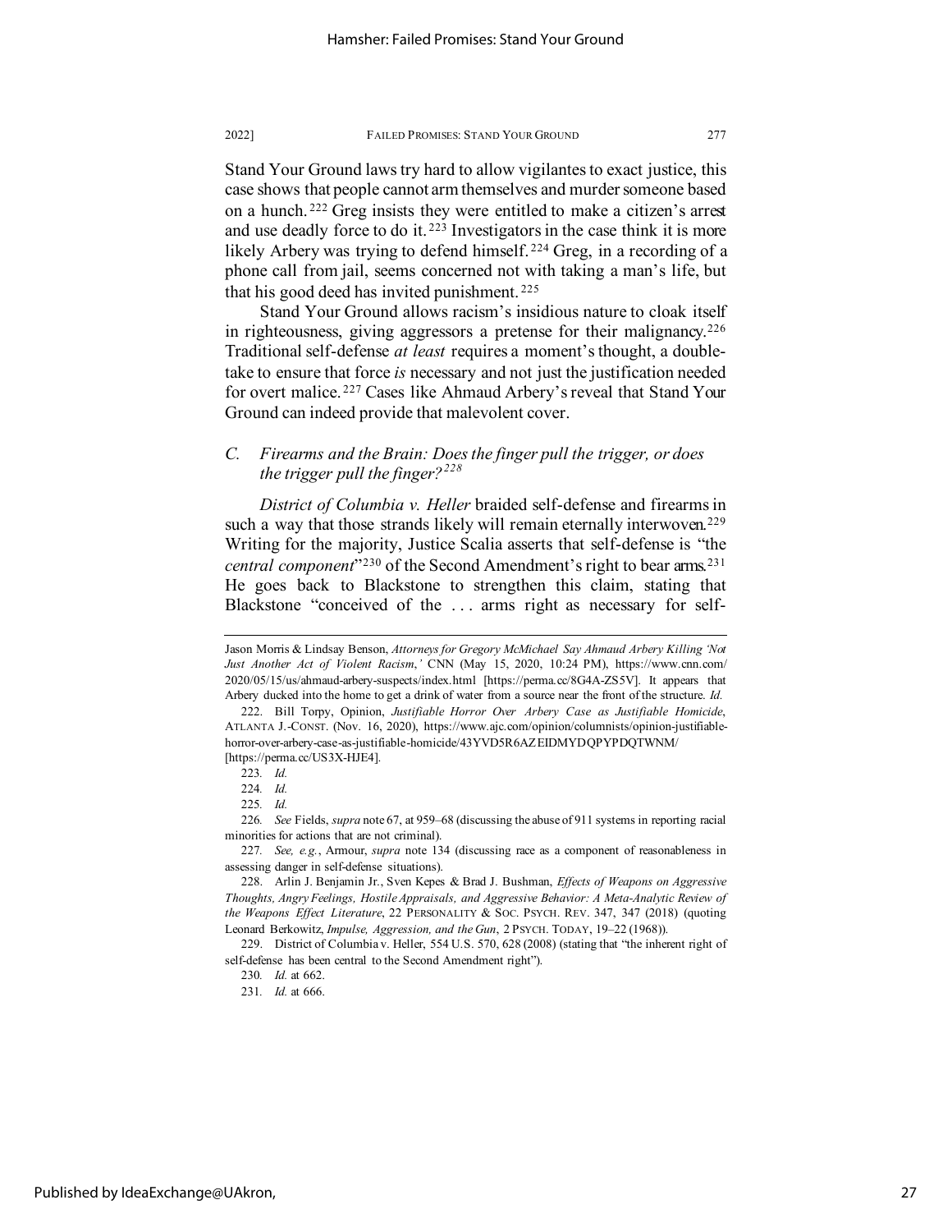Stand Your Ground laws try hard to allow vigilantes to exact justice, this case shows that people cannot arm themselves and murder someone based on a hunch.[222] Greg insists they were entitled to make a citizen's arrest and use deadly force to do it.[223] Investigators in the case think it is more likely Arbery was trying to defend himself.[224] Greg, in a recording of a phone call from jail, seems concerned not with taking a man's life, but that his good deed has invited punishment.[225]

Stand Your Ground allows racism's insidious nature to cloak itself in righteousness, giving aggressors a pretense for their malignancy.[226] Traditional self-defense *at least* requires a moment's thought, a double-take to ensure that force *is* necessary and not just the justification needed for overt malice.[227] Cases like Ahmaud Arbery's reveal that Stand Your Ground can indeed provide that malevolent cover.

### *C. Firearms and the Brain: Does the finger pull the trigger, or does the trigger pull the finger?*[228]

*District of Columbia v. Heller* braided self-defense and firearms in such a way that those strands likely will remain eternally interwoven.[229] Writing for the majority, Justice Scalia asserts that self-defense is "the *central component*"[230] of the Second Amendment's right to bear arms.[231] He goes back to Blackstone to strengthen this claim, stating that Blackstone "conceived of the . . . arms right as necessary for self-

---

Jason Morris & Lindsay Benson, *Attorneys for Gregory McMichael Say Ahmaud Arbery Killing 'Not Just Another Act of Violent Racism*,*'* CNN (May 15, 2020, 10:24 PM), https://www.cnn.com/2020/05/15/us/ahmaud-arbery-suspects/index.html [https://perma.cc/8G4A-ZS5V]. It appears that Arbery ducked into the home to get a drink of water from a source near the front of the structure. *Id.*

222. Bill Torpy, Opinion, *Justifiable Horror Over Arbery Case as Justifiable Homicide*, ATLANTA J.-CONST. (Nov. 16, 2020), https://www.ajc.com/opinion/columnists/opinion-justifiable-horror-over-arbery-case-as-justifiable-homicide/43YVD5R6AZEIDMYDQPYPDQTWNM/ [https://perma.cc/US3X-HJE4].

223. *Id.*

224. *Id.*

225. *Id.*

226. *See* Fields, *supra* note 67, at 959–68 (discussing the abuse of 911 systems in reporting racial minorities for actions that are not criminal).

227. *See, e.g.*, Armour, *supra* note 134 (discussing race as a component of reasonableness in assessing danger in self-defense situations).

228. Arlin J. Benjamin Jr., Sven Kepes & Brad J. Bushman, *Effects of Weapons on Aggressive Thoughts, Angry Feelings, Hostile Appraisals, and Aggressive Behavior: A Meta-Analytic Review of the Weapons Effect Literature*, 22 PERSONALITY & SOC. PSYCH. REV. 347, 347 (2018) (quoting Leonard Berkowitz, *Impulse, Aggression, and the Gun*, 2 PSYCH. TODAY, 19–22 (1968)).

229. District of Columbia v. Heller, 554 U.S. 570, 628 (2008) (stating that "the inherent right of self-defense has been central to the Second Amendment right").

230. *Id.* at 662.

231. *Id.* at 666.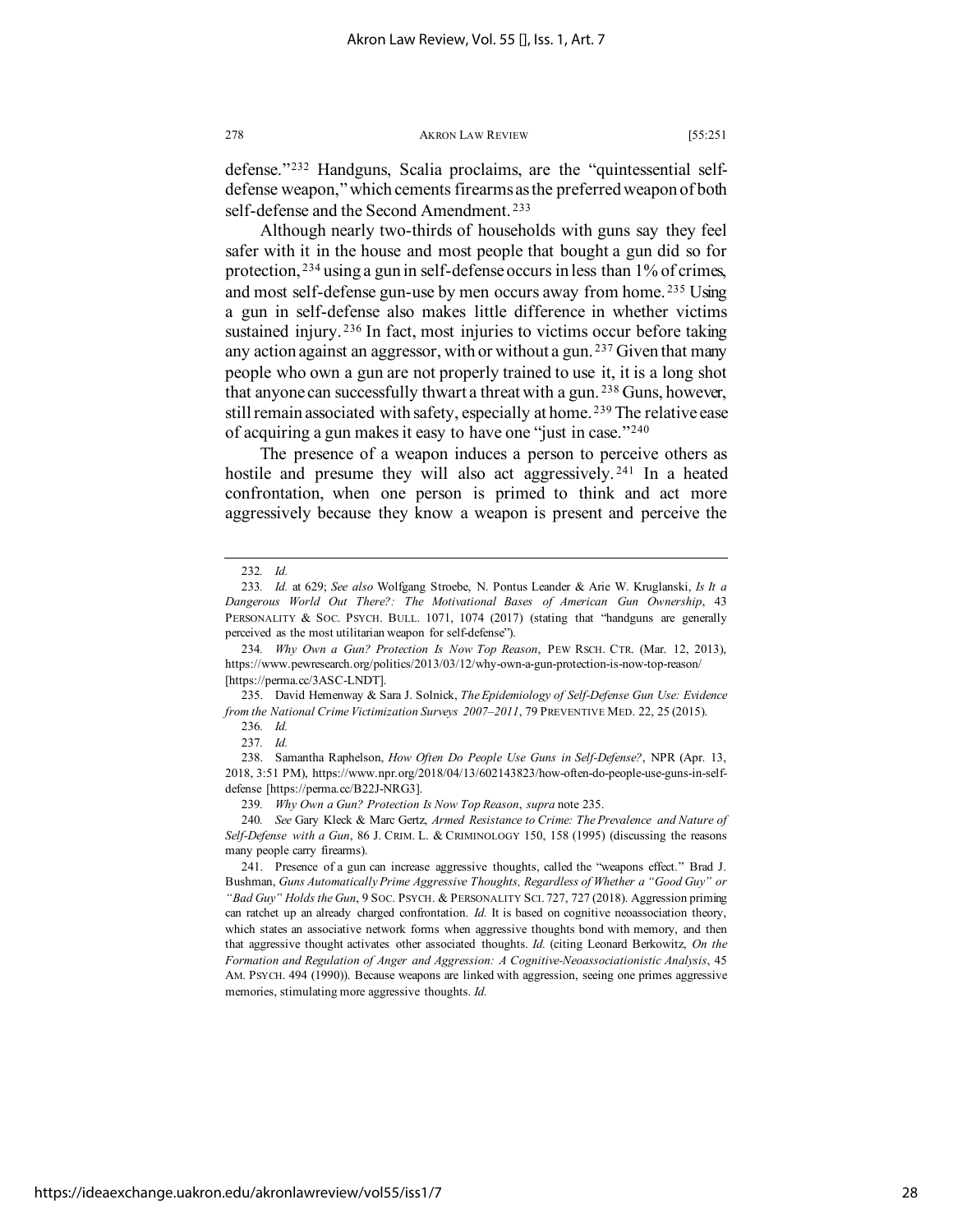defense."[232] Handguns, Scalia proclaims, are the "quintessential self-defense weapon," which cements firearms as the preferred weapon of both self-defense and the Second Amendment.[233]

Although nearly two-thirds of households with guns say they feel safer with it in the house and most people that bought a gun did so for protection,[234] using a gun in self-defense occurs in less than 1% of crimes, and most self-defense gun-use by men occurs away from home.[235] Using a gun in self-defense also makes little difference in whether victims sustained injury.[236] In fact, most injuries to victims occur before taking any action against an aggressor, with or without a gun.[237] Given that many people who own a gun are not properly trained to use it, it is a long shot that anyone can successfully thwart a threat with a gun.[238] Guns, however, still remain associated with safety, especially at home.[239] The relative ease of acquiring a gun makes it easy to have one "just in case."[240]

The presence of a weapon induces a person to perceive others as hostile and presume they will also act aggressively.[241] In a heated confrontation, when one person is primed to think and act more aggressively because they know a weapon is present and perceive the

---

232. *Id.*

233. *Id.* at 629; *See also* Wolfgang Stroebe, N. Pontus Leander & Arie W. Kruglanski, *Is It a Dangerous World Out There?: The Motivational Bases of American Gun Ownership*, 43 PERSONALITY & SOC. PSYCH. BULL. 1071, 1074 (2017) (stating that "handguns are generally perceived as the most utilitarian weapon for self-defense").

234. *Why Own a Gun? Protection Is Now Top Reason*, PEW RSCH. CTR. (Mar. 12, 2013), https://www.pewresearch.org/politics/2013/03/12/why-own-a-gun-protection-is-now-top-reason/ [https://perma.cc/3ASC-LNDT].

235. David Hemenway & Sara J. Solnick, *The Epidemiology of Self-Defense Gun Use: Evidence from the National Crime Victimization Surveys 2007–2011*, 79 PREVENTIVE MED. 22, 25 (2015).

236. *Id.*

237. *Id.*

238. Samantha Raphelson, *How Often Do People Use Guns in Self-Defense?*, NPR (Apr. 13, 2018, 3:51 PM), https://www.npr.org/2018/04/13/602143823/how-often-do-people-use-guns-in-self-defense [https://perma.cc/B22J-NRG3].

239. *Why Own a Gun? Protection Is Now Top Reason*, *supra* note 235.

240. *See* Gary Kleck & Marc Gertz, *Armed Resistance to Crime: The Prevalence and Nature of Self-Defense with a Gun*, 86 J. CRIM. L. & CRIMINOLOGY 150, 158 (1995) (discussing the reasons many people carry firearms).

241. Presence of a gun can increase aggressive thoughts, called the "weapons effect." Brad J. Bushman, *Guns Automatically Prime Aggressive Thoughts, Regardless of Whether a "Good Guy" or "Bad Guy" Holds the Gun*, 9 SOC. PSYCH. & PERSONALITY SCI. 727, 727 (2018). Aggression priming can ratchet up an already charged confrontation. *Id.* It is based on cognitive neoassociation theory, which states an associative network forms when aggressive thoughts bond with memory, and then that aggressive thought activates other associated thoughts. *Id.* (citing Leonard Berkowitz, *On the Formation and Regulation of Anger and Aggression: A Cognitive-Neoassociationistic Analysis*, 45 AM. PSYCH. 494 (1990)). Because weapons are linked with aggression, seeing one primes aggressive memories, stimulating more aggressive thoughts. *Id.*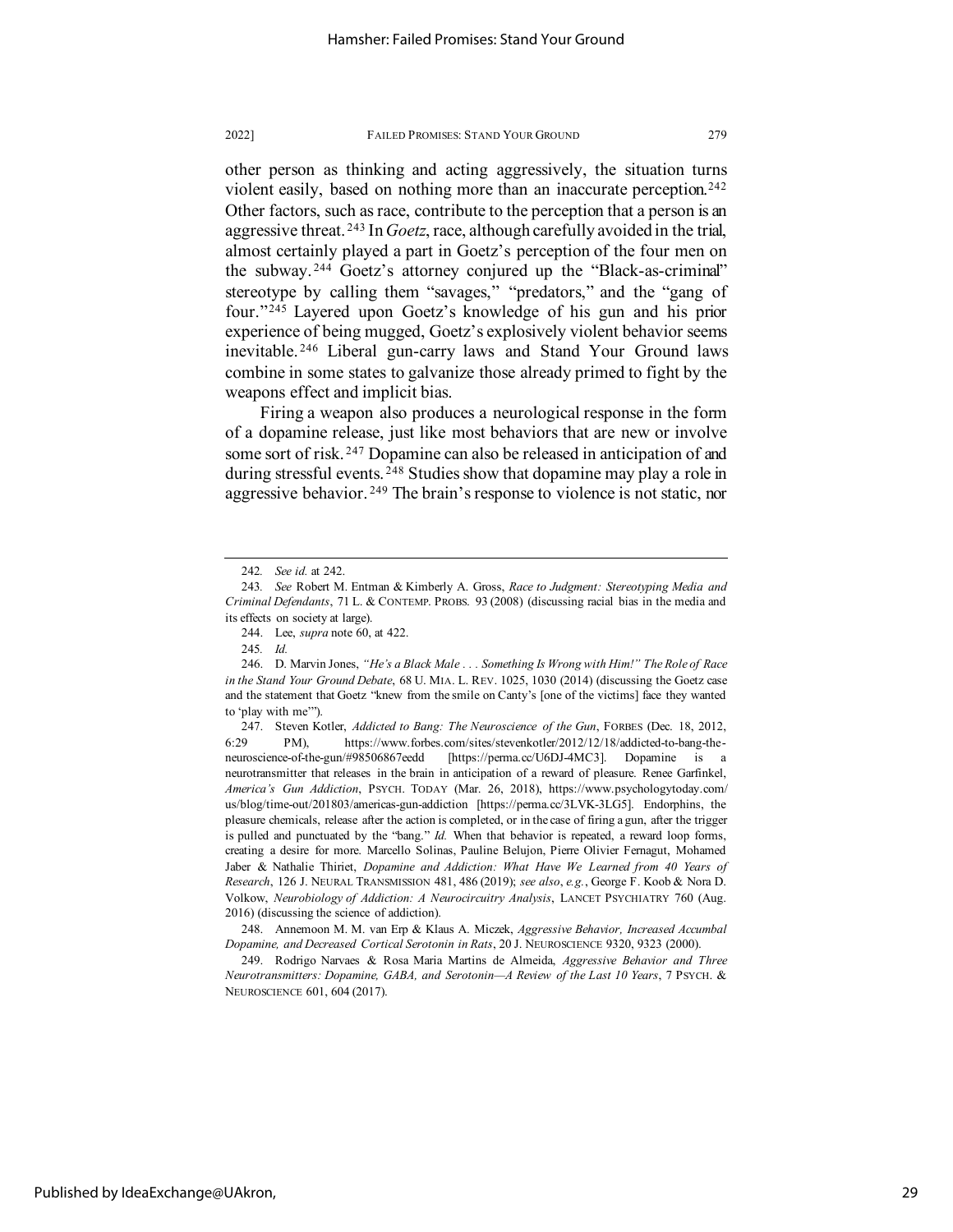other person as thinking and acting aggressively, the situation turns violent easily, based on nothing more than an inaccurate perception.[242] Other factors, such as race, contribute to the perception that a person is an aggressive threat.[243] In *Goetz*, race, although carefully avoided in the trial, almost certainly played a part in Goetz's perception of the four men on the subway.[244] Goetz's attorney conjured up the "Black-as-criminal" stereotype by calling them "savages," "predators," and the "gang of four."[245] Layered upon Goetz's knowledge of his gun and his prior experience of being mugged, Goetz's explosively violent behavior seems inevitable.[246] Liberal gun-carry laws and Stand Your Ground laws combine in some states to galvanize those already primed to fight by the weapons effect and implicit bias.

Firing a weapon also produces a neurological response in the form of a dopamine release, just like most behaviors that are new or involve some sort of risk.[247] Dopamine can also be released in anticipation of and during stressful events.[248] Studies show that dopamine may play a role in aggressive behavior.[249] The brain's response to violence is not static, nor

---

242. *See id.* at 242.

243. *See* Robert M. Entman & Kimberly A. Gross, *Race to Judgment: Stereotyping Media and Criminal Defendants*, 71 L. & CONTEMP. PROBS. 93 (2008) (discussing racial bias in the media and its effects on society at large).

244. Lee, *supra* note 60, at 422.

245. *Id.*

246. D. Marvin Jones, *"He's a Black Male . . . Something Is Wrong with Him!" The Role of Race in the Stand Your Ground Debate*, 68 U. MIA. L. REV. 1025, 1030 (2014) (discussing the Goetz case and the statement that Goetz "knew from the smile on Canty's [one of the victims] face they wanted to 'play with me'").

247. Steven Kotler, *Addicted to Bang: The Neuroscience of the Gun*, FORBES (Dec. 18, 2012, 6:29 PM), https://www.forbes.com/sites/stevenkotler/2012/12/18/addicted-to-bang-the-neuroscience-of-the-gun/#98506867eedd [https://perma.cc/U6DJ-4MC3]. Dopamine is a neurotransmitter that releases in the brain in anticipation of a reward of pleasure. Renee Garfinkel, *America's Gun Addiction*, PSYCH. TODAY (Mar. 26, 2018), https://www.psychologytoday.com/us/blog/time-out/201803/americas-gun-addiction [https://perma.cc/3LVK-3LG5]. Endorphins, the pleasure chemicals, release after the action is completed, or in the case of firing a gun, after the trigger is pulled and punctuated by the "bang." *Id.* When that behavior is repeated, a reward loop forms, creating a desire for more. Marcello Solinas, Pauline Belujon, Pierre Olivier Fernagut, Mohamed Jaber & Nathalie Thiriet, *Dopamine and Addiction: What Have We Learned from 40 Years of Research*, 126 J. NEURAL TRANSMISSION 481, 486 (2019); *see also*, *e.g.*, George F. Koob & Nora D. Volkow, *Neurobiology of Addiction: A Neurocircuitry Analysis*, LANCET PSYCHIATRY 760 (Aug. 2016) (discussing the science of addiction).

248. Annemoon M. M. van Erp & Klaus A. Miczek, *Aggressive Behavior, Increased Accumbal Dopamine, and Decreased Cortical Serotonin in Rats*, 20 J. NEUROSCIENCE 9320, 9323 (2000).

249. Rodrigo Narvaes & Rosa Maria Martins de Almeida, *Aggressive Behavior and Three Neurotransmitters: Dopamine, GABA, and Serotonin—A Review of the Last 10 Years*, 7 PSYCH. & NEUROSCIENCE 601, 604 (2017).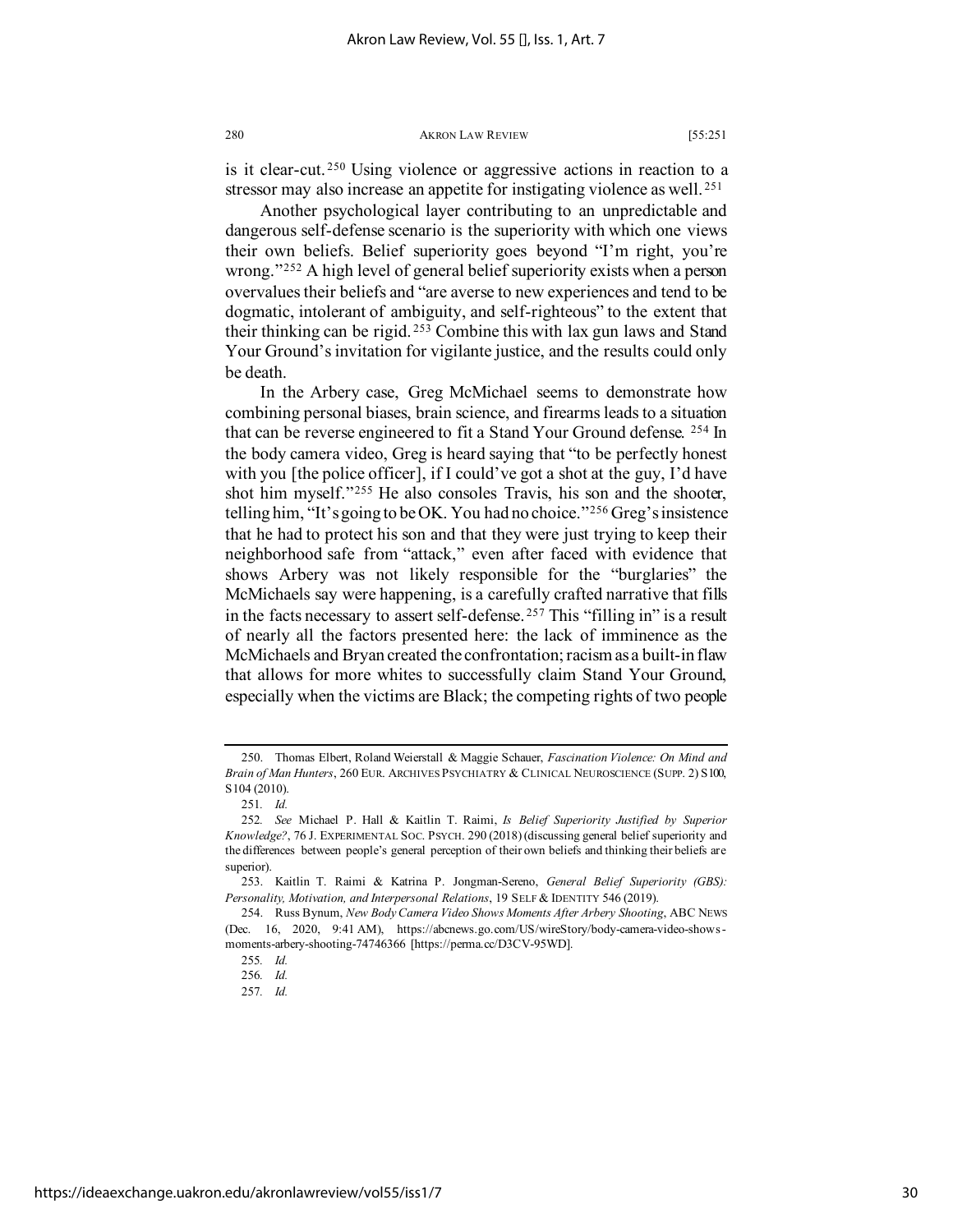is it clear-cut.[250] Using violence or aggressive actions in reaction to a stressor may also increase an appetite for instigating violence as well.[251]

Another psychological layer contributing to an unpredictable and dangerous self-defense scenario is the superiority with which one views their own beliefs. Belief superiority goes beyond "I'm right, you're wrong."[252] A high level of general belief superiority exists when a person overvalues their beliefs and "are averse to new experiences and tend to be dogmatic, intolerant of ambiguity, and self-righteous" to the extent that their thinking can be rigid.[253] Combine this with lax gun laws and Stand Your Ground's invitation for vigilante justice, and the results could only be death.

In the Arbery case, Greg McMichael seems to demonstrate how combining personal biases, brain science, and firearms leads to a situation that can be reverse engineered to fit a Stand Your Ground defense.[254] In the body camera video, Greg is heard saying that "to be perfectly honest with you [the police officer], if I could've got a shot at the guy, I'd have shot him myself."[255] He also consoles Travis, his son and the shooter, telling him, "It's going to be OK. You had no choice."[256] Greg's insistence that he had to protect his son and that they were just trying to keep their neighborhood safe from "attack," even after faced with evidence that shows Arbery was not likely responsible for the "burglaries" the McMichaels say were happening, is a carefully crafted narrative that fills in the facts necessary to assert self-defense.[257] This "filling in" is a result of nearly all the factors presented here: the lack of imminence as the McMichaels and Bryan created the confrontation; racism as a built-in flaw that allows for more whites to successfully claim Stand Your Ground, especially when the victims are Black; the competing rights of two people

---

250. Thomas Elbert, Roland Weierstall & Maggie Schauer, *Fascination Violence: On Mind and Brain of Man Hunters*, 260 EUR. ARCHIVES PSYCHIATRY & CLINICAL NEUROSCIENCE (SUPP. 2) S100, S104 (2010).

251. *Id.*

252. *See* Michael P. Hall & Kaitlin T. Raimi, *Is Belief Superiority Justified by Superior Knowledge?*, 76 J. EXPERIMENTAL SOC. PSYCH. 290 (2018) (discussing general belief superiority and the differences between people's general perception of their own beliefs and thinking their beliefs are superior).

253. Kaitlin T. Raimi & Katrina P. Jongman-Sereno, *General Belief Superiority (GBS): Personality, Motivation, and Interpersonal Relations*, 19 SELF & IDENTITY 546 (2019).

254. Russ Bynum, *New Body Camera Video Shows Moments After Arbery Shooting*, ABC NEWS (Dec. 16, 2020, 9:41 AM), https://abcnews.go.com/US/wireStory/body-camera-video-shows-moments-arbery-shooting-74746366 [https://perma.cc/D3CV-95WD].

255. *Id.*

256. *Id.*

257. *Id.*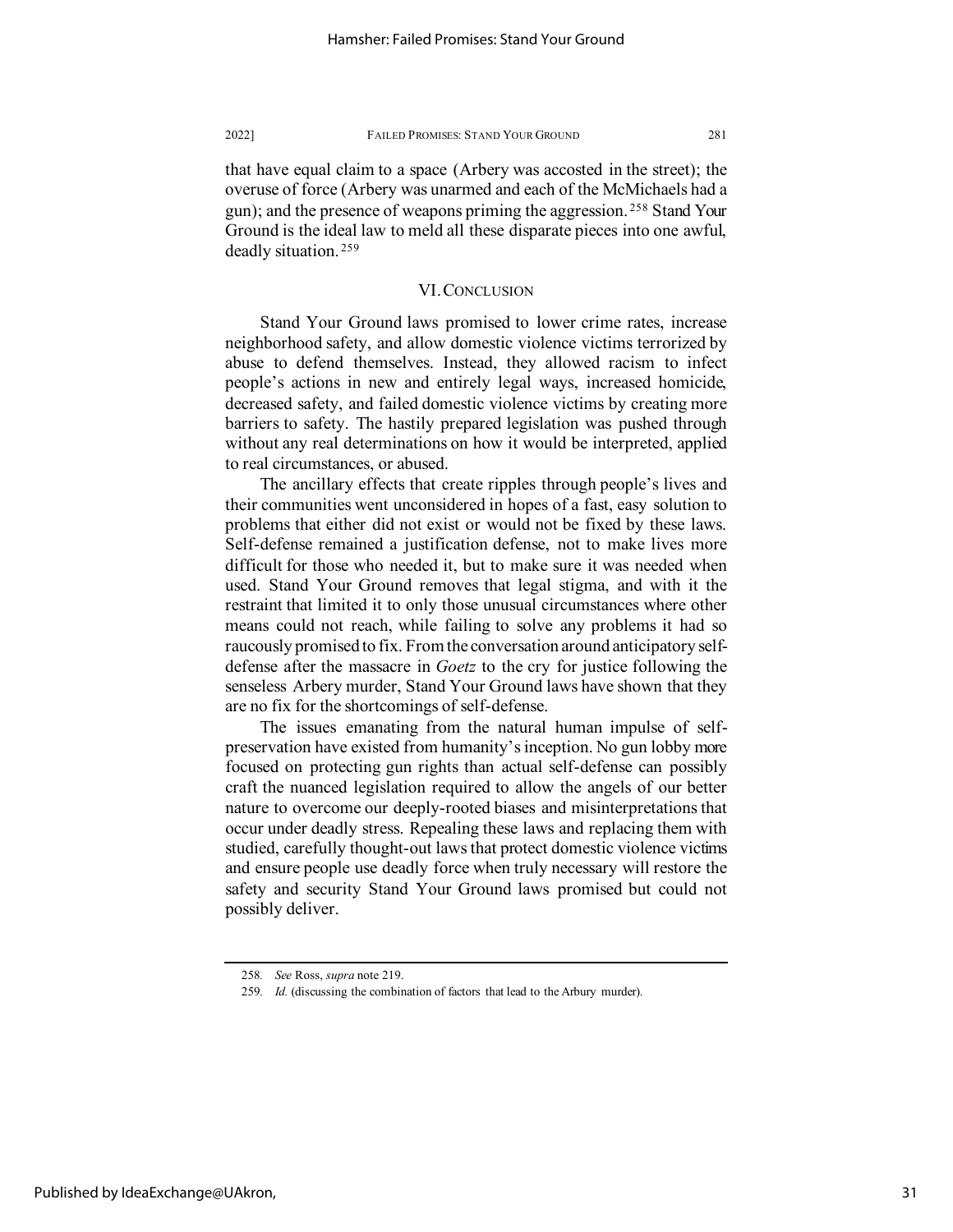that have equal claim to a space (Arbery was accosted in the street); the overuse of force (Arbery was unarmed and each of the McMichaels had a gun); and the presence of weapons priming the aggression.[258] Stand Your Ground is the ideal law to meld all these disparate pieces into one awful, deadly situation.[259]

## VI. CONCLUSION

Stand Your Ground laws promised to lower crime rates, increase neighborhood safety, and allow domestic violence victims terrorized by abuse to defend themselves. Instead, they allowed racism to infect people's actions in new and entirely legal ways, increased homicide, decreased safety, and failed domestic violence victims by creating more barriers to safety. The hastily prepared legislation was pushed through without any real determinations on how it would be interpreted, applied to real circumstances, or abused.

The ancillary effects that create ripples through people's lives and their communities went unconsidered in hopes of a fast, easy solution to problems that either did not exist or would not be fixed by these laws. Self-defense remained a justification defense, not to make lives more difficult for those who needed it, but to make sure it was needed when used. Stand Your Ground removes that legal stigma, and with it the restraint that limited it to only those unusual circumstances where other means could not reach, while failing to solve any problems it had so raucously promised to fix. From the conversation around anticipatory self-defense after the massacre in *Goetz* to the cry for justice following the senseless Arbery murder, Stand Your Ground laws have shown that they are no fix for the shortcomings of self-defense.

The issues emanating from the natural human impulse of self-preservation have existed from humanity's inception. No gun lobby more focused on protecting gun rights than actual self-defense can possibly craft the nuanced legislation required to allow the angels of our better nature to overcome our deeply-rooted biases and misinterpretations that occur under deadly stress. Repealing these laws and replacing them with studied, carefully thought-out laws that protect domestic violence victims and ensure people use deadly force when truly necessary will restore the safety and security Stand Your Ground laws promised but could not possibly deliver.

---

258. *See* Ross, *supra* note 219.

259. *Id.* (discussing the combination of factors that lead to the Arbury murder).